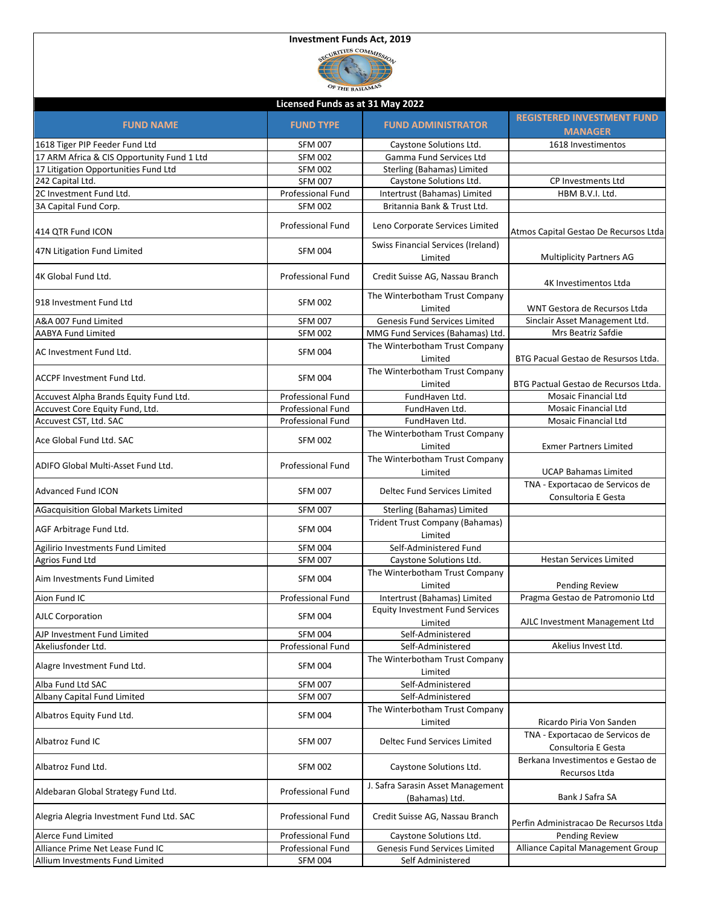# Investment Funds Act, 2019

## Licensed Funds as at 31 May 2022

| FUND NAME | FUND TYPE | FUND ADMINISTRATOR | REGISTERED INVESTMENT FUND MANAGER |
|---|---|---|---|
| 1618 Tiger PIP Feeder Fund Ltd | SFM 007 | Caystone Solutions Ltd. | 1618 Investimentos |
| 17 ARM Africa & CIS Opportunity Fund 1 Ltd | SFM 002 | Gamma Fund Services Ltd | |
| 17 Litigation Opportunities Fund Ltd | SFM 002 | Sterling (Bahamas) Limited | |
| 242 Capital Ltd. | SFM 007 | Caystone Solutions Ltd. | CP Investments Ltd |
| 2C Investment Fund Ltd. | Professional Fund | Intertrust (Bahamas) Limited | HBM B.V.I. Ltd. |
| 3A Capital Fund Corp. | SFM 002 | Britannia Bank & Trust Ltd. | |
| 414 QTR Fund ICON | Professional Fund | Leno Corporate Services Limited | Atmos Capital Gestao De Recursos Ltda |
| 47N Litigation Fund Limited | SFM 004 | Swiss Financial Services (Ireland) Limited | Multiplicity Partners AG |
| 4K Global Fund Ltd. | Professional Fund | Credit Suisse AG, Nassau Branch | 4K Investimentos Ltda |
| 918 Investment Fund Ltd | SFM 002 | The Winterbotham Trust Company Limited | WNT Gestora de Recursos Ltda |
| A&A 007 Fund Limited | SFM 007 | Genesis Fund Services Limited | Sinclair Asset Management Ltd. |
| AABYA Fund Limited | SFM 002 | MMG Fund Services (Bahamas) Ltd. | Mrs Beatriz Safdie |
| AC Investment Fund Ltd. | SFM 004 | The Winterbotham Trust Company Limited | BTG Pacual Gestao de Resursos Ltda. |
| ACCPF Investment Fund Ltd. | SFM 004 | The Winterbotham Trust Company Limited | BTG Pactual Gestao de Recursos Ltda. |
| Accuvest Alpha Brands Equity Fund Ltd. | Professional Fund | FundHaven Ltd. | Mosaic Financial Ltd |
| Accuvest Core Equity Fund, Ltd. | Professional Fund | FundHaven Ltd. | Mosaic Financial Ltd |
| Accuvest CST, Ltd. SAC | Professional Fund | FundHaven Ltd. | Mosaic Financial Ltd |
| Ace Global Fund Ltd. SAC | SFM 002 | The Winterbotham Trust Company Limited | Exmer Partners Limited |
| ADIFO Global Multi-Asset Fund Ltd. | Professional Fund | The Winterbotham Trust Company Limited | UCAP Bahamas Limited |
| Advanced Fund ICON | SFM 007 | Deltec Fund Services Limited | TNA - Exportacao de Servicos de Consultoria E Gesta |
| AGacquisition Global Markets Limited | SFM 007 | Sterling (Bahamas) Limited | |
| AGF Arbitrage Fund Ltd. | SFM 004 | Trident Trust Company (Bahamas) Limited | |
| Agilirio Investments Fund Limited | SFM 004 | Self-Administered Fund | |
| Agrios Fund Ltd | SFM 007 | Caystone Solutions Ltd. | Hestan Services Limited |
| Aim Investments Fund Limited | SFM 004 | The Winterbotham Trust Company Limited | Pending Review |
| Aion Fund IC | Professional Fund | Intertrust (Bahamas) Limited | Pragma Gestao de Patromonio Ltd |
| AJLC Corporation | SFM 004 | Equity Investment Fund Services Limited | AJLC Investment Management Ltd |
| AJP Investment Fund Limited | SFM 004 | Self-Administered | |
| Akeliusfonder Ltd. | Professional Fund | Self-Administered | Akelius Invest Ltd. |
| Alagre Investment Fund Ltd. | SFM 004 | The Winterbotham Trust Company Limited | |
| Alba Fund Ltd SAC | SFM 007 | Self-Administered | |
| Albany Capital Fund Limited | SFM 007 | Self-Administered | |
| Albatros Equity Fund Ltd. | SFM 004 | The Winterbotham Trust Company Limited | Ricardo Piria Von Sanden |
| Albatroz Fund IC | SFM 007 | Deltec Fund Services Limited | TNA - Exportacao de Servicos de Consultoria E Gesta |
| Albatroz Fund Ltd. | SFM 002 | Caystone Solutions Ltd. | Berkana Investimentos e Gestao de Recursos Ltda |
| Aldebaran Global Strategy Fund Ltd. | Professional Fund | J. Safra Sarasin Asset Management (Bahamas) Ltd. | Bank J Safra SA |
| Alegria Alegria Investment Fund Ltd. SAC | Professional Fund | Credit Suisse AG, Nassau Branch | Perfin Administracao De Recursos Ltda |
| Alerce Fund Limited | Professional Fund | Caystone Solutions Ltd. | Pending Review |
| Alliance Prime Net Lease Fund IC | Professional Fund | Genesis Fund Services Limited | Alliance Capital Management Group |
| Allium Investments Fund Limited | SFM 004 | Self Administered | |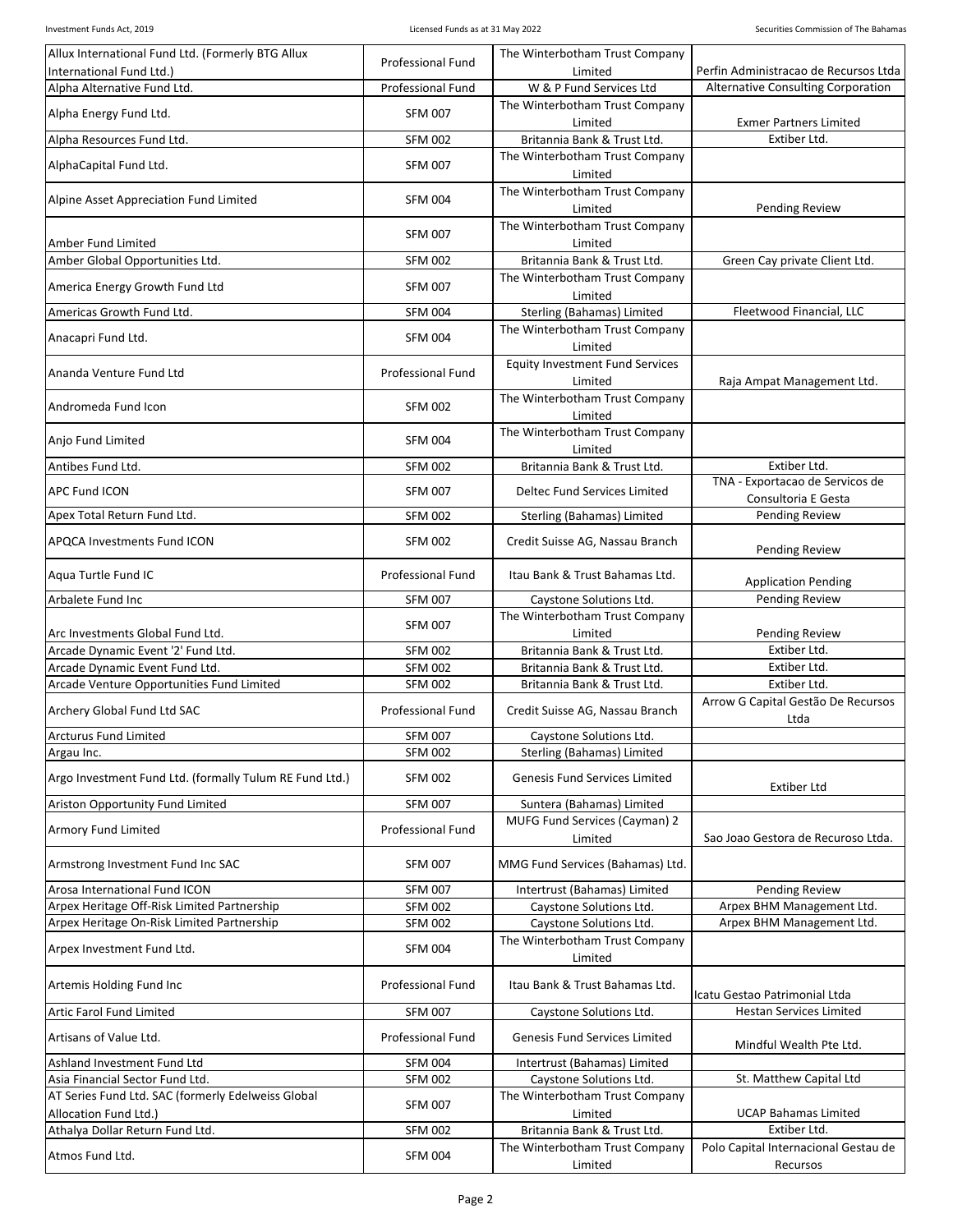| Allux International Fund Ltd. (Formerly BTG Allux International Fund Ltd.) | Professional Fund | The Winterbotham Trust Company Limited | Perfin Administracao de Recursos Ltda |
|---|---|---|---|
| Alpha Alternative Fund Ltd. | Professional Fund | W & P Fund Services Ltd | Alternative Consulting Corporation |
| Alpha Energy Fund Ltd. | SFM 007 | The Winterbotham Trust Company Limited | Exmer Partners Limited |
| Alpha Resources Fund Ltd. | SFM 002 | Britannia Bank & Trust Ltd. | Extiber Ltd. |
| AlphaCapital Fund Ltd. | SFM 007 | The Winterbotham Trust Company Limited | |
| Alpine Asset Appreciation Fund Limited | SFM 004 | The Winterbotham Trust Company Limited | Pending Review |
| Amber Fund Limited | SFM 007 | The Winterbotham Trust Company Limited | |
| Amber Global Opportunities Ltd. | SFM 002 | Britannia Bank & Trust Ltd. | Green Cay private Client Ltd. |
| America Energy Growth Fund Ltd | SFM 007 | The Winterbotham Trust Company Limited | |
| Americas Growth Fund Ltd. | SFM 004 | Sterling (Bahamas) Limited | Fleetwood Financial, LLC |
| Anacapri Fund Ltd. | SFM 004 | The Winterbotham Trust Company Limited | |
| Ananda Venture Fund Ltd | Professional Fund | Equity Investment Fund Services Limited | Raja Ampat Management Ltd. |
| Andromeda Fund Icon | SFM 002 | The Winterbotham Trust Company Limited | |
| Anjo Fund Limited | SFM 004 | The Winterbotham Trust Company Limited | |
| Antibes Fund Ltd. | SFM 002 | Britannia Bank & Trust Ltd. | Extiber Ltd. |
| APC Fund ICON | SFM 007 | Deltec Fund Services Limited | TNA - Exportacao de Servicos de Consultoria E Gesta |
| Apex Total Return Fund Ltd. | SFM 002 | Sterling (Bahamas) Limited | Pending Review |
| APQCA Investments Fund ICON | SFM 002 | Credit Suisse AG, Nassau Branch | Pending Review |
| Aqua Turtle Fund IC | Professional Fund | Itau Bank & Trust Bahamas Ltd. | Application Pending |
| Arbalete Fund Inc | SFM 007 | Caystone Solutions Ltd. | Pending Review |
| Arc Investments Global Fund Ltd. | SFM 007 | The Winterbotham Trust Company Limited | Pending Review |
| Arcade Dynamic Event '2' Fund Ltd. | SFM 002 | Britannia Bank & Trust Ltd. | Extiber Ltd. |
| Arcade Dynamic Event Fund Ltd. | SFM 002 | Britannia Bank & Trust Ltd. | Extiber Ltd. |
| Arcade Venture Opportunities Fund Limited | SFM 002 | Britannia Bank & Trust Ltd. | Extiber Ltd. |
| Archery Global Fund Ltd SAC | Professional Fund | Credit Suisse AG, Nassau Branch | Arrow G Capital Gestão De Recursos Ltda |
| Arcturus Fund Limited | SFM 007 | Caystone Solutions Ltd. | |
| Argau Inc. | SFM 002 | Sterling (Bahamas) Limited | |
| Argo Investment Fund Ltd. (formally Tulum RE Fund Ltd.) | SFM 002 | Genesis Fund Services Limited | Extiber Ltd |
| Ariston Opportunity Fund Limited | SFM 007 | Suntera (Bahamas) Limited | |
| Armory Fund Limited | Professional Fund | MUFG Fund Services (Cayman) 2 Limited | Sao Joao Gestora de Recuroso Ltda. |
| Armstrong Investment Fund Inc SAC | SFM 007 | MMG Fund Services (Bahamas) Ltd. | |
| Arosa International Fund ICON | SFM 007 | Intertrust (Bahamas) Limited | Pending Review |
| Arpex Heritage Off-Risk Limited Partnership | SFM 002 | Caystone Solutions Ltd. | Arpex BHM Management Ltd. |
| Arpex Heritage On-Risk Limited Partnership | SFM 002 | Caystone Solutions Ltd. | Arpex BHM Management Ltd. |
| Arpex Investment Fund Ltd. | SFM 004 | The Winterbotham Trust Company Limited | |
| Artemis Holding Fund Inc | Professional Fund | Itau Bank & Trust Bahamas Ltd. | Icatu Gestao Patrimonial Ltda |
| Artic Farol Fund Limited | SFM 007 | Caystone Solutions Ltd. | Hestan Services Limited |
| Artisans of Value Ltd. | Professional Fund | Genesis Fund Services Limited | Mindful Wealth Pte Ltd. |
| Ashland Investment Fund Ltd | SFM 004 | Intertrust (Bahamas) Limited | |
| Asia Financial Sector Fund Ltd. | SFM 002 | Caystone Solutions Ltd. | St. Matthew Capital Ltd |
| AT Series Fund Ltd. SAC (formerly Edelweiss Global Allocation Fund Ltd.) | SFM 007 | The Winterbotham Trust Company Limited | UCAP Bahamas Limited |
| Athalya Dollar Return Fund Ltd. | SFM 002 | Britannia Bank & Trust Ltd. | Extiber Ltd. |
| Atmos Fund Ltd. | SFM 004 | The Winterbotham Trust Company Limited | Polo Capital Internacional Gestau de Recursos |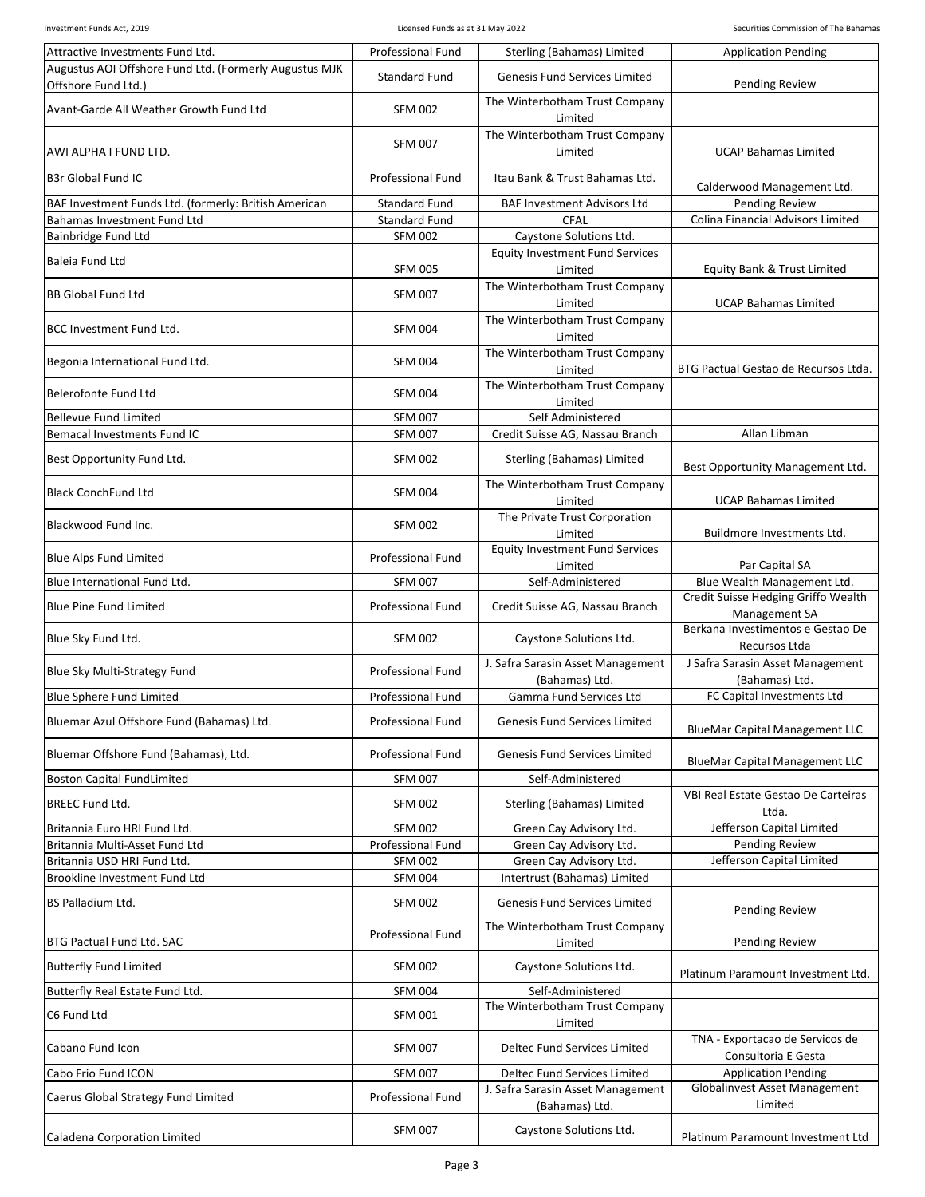| | | | |
|---|---|---|---|
| Attractive Investments Fund Ltd. | Professional Fund | Sterling (Bahamas) Limited | Application Pending |
| Augustus AOI Offshore Fund Ltd. (Formerly Augustus MJK Offshore Fund Ltd.) | Standard Fund | Genesis Fund Services Limited | Pending Review |
| Avant-Garde All Weather Growth Fund Ltd | SFM 002 | The Winterbotham Trust Company Limited | |
| AWI ALPHA I FUND LTD. | SFM 007 | The Winterbotham Trust Company Limited | UCAP Bahamas Limited |
| B3r Global Fund IC | Professional Fund | Itau Bank & Trust Bahamas Ltd. | Calderwood Management Ltd. |
| BAF Investment Funds Ltd. (formerly: British American | Standard Fund | BAF Investment Advisors Ltd | Pending Review |
| Bahamas Investment Fund Ltd | Standard Fund | CFAL | Colina Financial Advisors Limited |
| Bainbridge Fund Ltd | SFM 002 | Caystone Solutions Ltd. | |
| Baleia Fund Ltd | SFM 005 | Equity Investment Fund Services Limited | Equity Bank & Trust Limited |
| BB Global Fund Ltd | SFM 007 | The Winterbotham Trust Company Limited | UCAP Bahamas Limited |
| BCC Investment Fund Ltd. | SFM 004 | The Winterbotham Trust Company Limited | |
| Begonia International Fund Ltd. | SFM 004 | The Winterbotham Trust Company Limited | BTG Pactual Gestao de Recursos Ltda. |
| Belerofonte Fund Ltd | SFM 004 | The Winterbotham Trust Company Limited | |
| Bellevue Fund Limited | SFM 007 | Self Administered | |
| Bemacal Investments Fund IC | SFM 007 | Credit Suisse AG, Nassau Branch | Allan Libman |
| Best Opportunity Fund Ltd. | SFM 002 | Sterling (Bahamas) Limited | Best Opportunity Management Ltd. |
| Black ConchFund Ltd | SFM 004 | The Winterbotham Trust Company Limited | UCAP Bahamas Limited |
| Blackwood Fund Inc. | SFM 002 | The Private Trust Corporation Limited | Buildmore Investments Ltd. |
| Blue Alps Fund Limited | Professional Fund | Equity Investment Fund Services Limited | Par Capital SA |
| Blue International Fund Ltd. | SFM 007 | Self-Administered | Blue Wealth Management Ltd. |
| Blue Pine Fund Limited | Professional Fund | Credit Suisse AG, Nassau Branch | Credit Suisse Hedging Griffo Wealth Management SA |
| Blue Sky Fund Ltd. | SFM 002 | Caystone Solutions Ltd. | Berkana Investimentos e Gestao De Recursos Ltda |
| Blue Sky Multi-Strategy Fund | Professional Fund | J. Safra Sarasin Asset Management (Bahamas) Ltd. | J Safra Sarasin Asset Management (Bahamas) Ltd. |
| Blue Sphere Fund Limited | Professional Fund | Gamma Fund Services Ltd | FC Capital Investments Ltd |
| Bluemar Azul Offshore Fund (Bahamas) Ltd. | Professional Fund | Genesis Fund Services Limited | BlueMar Capital Management LLC |
| Bluemar Offshore Fund (Bahamas), Ltd. | Professional Fund | Genesis Fund Services Limited | BlueMar Capital Management LLC |
| Boston Capital FundLimited | SFM 007 | Self-Administered | |
| BREEC Fund Ltd. | SFM 002 | Sterling (Bahamas) Limited | VBI Real Estate Gestao De Carteiras Ltda. |
| Britannia Euro HRI Fund Ltd. | SFM 002 | Green Cay Advisory Ltd. | Jefferson Capital Limited |
| Britannia Multi-Asset Fund Ltd | Professional Fund | Green Cay Advisory Ltd. | Pending Review |
| Britannia USD HRI Fund Ltd. | SFM 002 | Green Cay Advisory Ltd. | Jefferson Capital Limited |
| Brookline Investment Fund Ltd | SFM 004 | Intertrust (Bahamas) Limited | |
| BS Palladium Ltd. | SFM 002 | Genesis Fund Services Limited | Pending Review |
| BTG Pactual Fund Ltd. SAC | Professional Fund | The Winterbotham Trust Company Limited | Pending Review |
| Butterfly Fund Limited | SFM 002 | Caystone Solutions Ltd. | Platinum Paramount Investment Ltd. |
| Butterfly Real Estate Fund Ltd. | SFM 004 | Self-Administered | |
| C6 Fund Ltd | SFM 001 | The Winterbotham Trust Company Limited | |
| Cabano Fund Icon | SFM 007 | Deltec Fund Services Limited | TNA - Exportacao de Servicos de Consultoria E Gesta |
| Cabo Frio Fund ICON | SFM 007 | Deltec Fund Services Limited | Application Pending |
| Caerus Global Strategy Fund Limited | Professional Fund | J. Safra Sarasin Asset Management (Bahamas) Ltd. | Globalinvest Asset Management Limited |
| Caladena Corporation Limited | SFM 007 | Caystone Solutions Ltd. | Platinum Paramount Investment Ltd |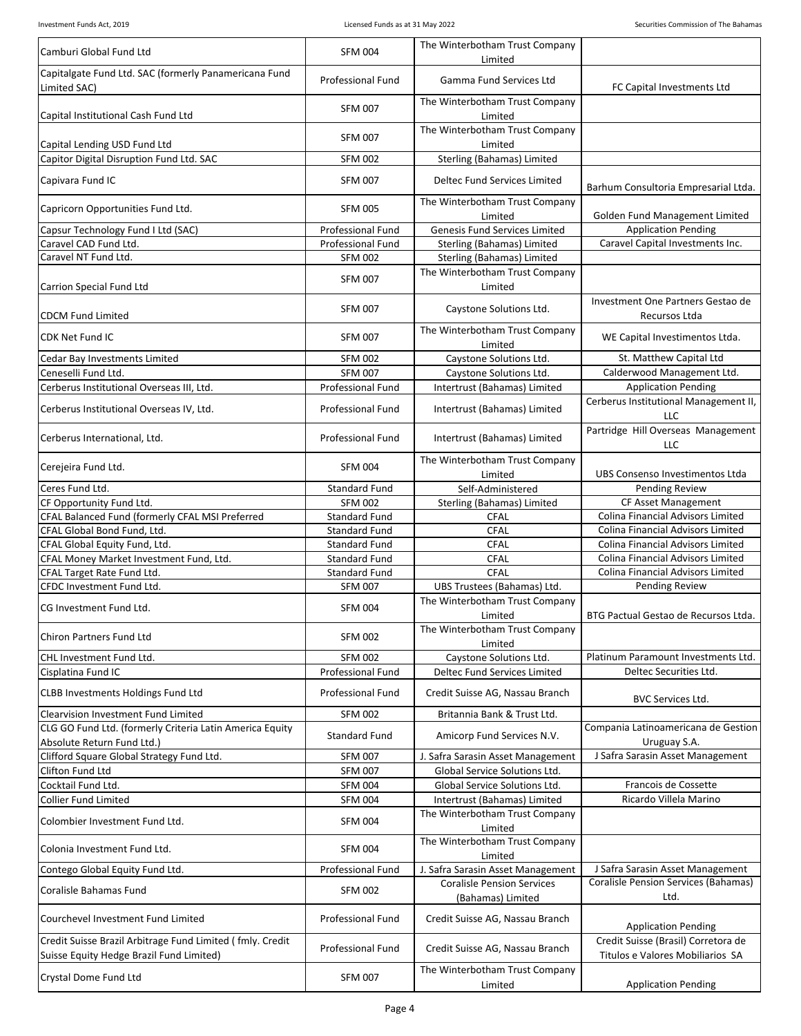| | | | |
|---|---|---|---|
| Camburi Global Fund Ltd | SFM 004 | The Winterbotham Trust Company Limited | |
| Capitalgate Fund Ltd. SAC (formerly Panamericana Fund Limited SAC) | Professional Fund | Gamma Fund Services Ltd | FC Capital Investments Ltd |
| Capital Institutional Cash Fund Ltd | SFM 007 | The Winterbotham Trust Company Limited | |
| Capital Lending USD Fund Ltd | SFM 007 | The Winterbotham Trust Company Limited | |
| Capitor Digital Disruption Fund Ltd. SAC | SFM 002 | Sterling (Bahamas) Limited | |
| Capivara Fund IC | SFM 007 | Deltec Fund Services Limited | Barhum Consultoria Empresarial Ltda. |
| Capricorn Opportunities Fund Ltd. | SFM 005 | The Winterbotham Trust Company Limited | Golden Fund Management Limited |
| Capsur Technology Fund I Ltd (SAC) | Professional Fund | Genesis Fund Services Limited | Application Pending |
| Caravel CAD Fund Ltd. | Professional Fund | Sterling (Bahamas) Limited | Caravel Capital Investments Inc. |
| Caravel NT Fund Ltd. | SFM 002 | Sterling (Bahamas) Limited | |
| Carrion Special Fund Ltd | SFM 007 | The Winterbotham Trust Company Limited | |
| CDCM Fund Limited | SFM 007 | Caystone Solutions Ltd. | Investment One Partners Gestao de Recursos Ltda |
| CDK Net Fund IC | SFM 007 | The Winterbotham Trust Company Limited | WE Capital Investimentos Ltda. |
| Cedar Bay Investments Limited | SFM 002 | Caystone Solutions Ltd. | St. Matthew Capital Ltd |
| Ceneselli Fund Ltd. | SFM 007 | Caystone Solutions Ltd. | Calderwood Management Ltd. |
| Cerberus Institutional Overseas III, Ltd. | Professional Fund | Intertrust (Bahamas) Limited | Application Pending |
| Cerberus Institutional Overseas IV, Ltd. | Professional Fund | Intertrust (Bahamas) Limited | Cerberus Institutional Management II, LLC |
| Cerberus International, Ltd. | Professional Fund | Intertrust (Bahamas) Limited | Partridge Hill Overseas Management LLC |
| Cerejeira Fund Ltd. | SFM 004 | The Winterbotham Trust Company Limited | UBS Consenso Investimentos Ltda |
| Ceres Fund Ltd. | Standard Fund | Self-Administered | Pending Review |
| CF Opportunity Fund Ltd. | SFM 002 | Sterling (Bahamas) Limited | CF Asset Management |
| CFAL Balanced Fund (formerly CFAL MSI Preferred | Standard Fund | CFAL | Colina Financial Advisors Limited |
| CFAL Global Bond Fund, Ltd. | Standard Fund | CFAL | Colina Financial Advisors Limited |
| CFAL Global Equity Fund, Ltd. | Standard Fund | CFAL | Colina Financial Advisors Limited |
| CFAL Money Market Investment Fund, Ltd. | Standard Fund | CFAL | Colina Financial Advisors Limited |
| CFAL Target Rate Fund Ltd. | Standard Fund | CFAL | Colina Financial Advisors Limited |
| CFDC Investment Fund Ltd. | SFM 007 | UBS Trustees (Bahamas) Ltd. | Pending Review |
| CG Investment Fund Ltd. | SFM 004 | The Winterbotham Trust Company Limited | BTG Pactual Gestao de Recursos Ltda. |
| Chiron Partners Fund Ltd | SFM 002 | The Winterbotham Trust Company Limited | |
| CHL Investment Fund Ltd. | SFM 002 | Caystone Solutions Ltd. | Platinum Paramount Investments Ltd. |
| Cisplatina Fund IC | Professional Fund | Deltec Fund Services Limited | Deltec Securities Ltd. |
| CLBB Investments Holdings Fund Ltd | Professional Fund | Credit Suisse AG, Nassau Branch | BVC Services Ltd. |
| Clearvision Investment Fund Limited | SFM 002 | Britannia Bank & Trust Ltd. | |
| CLG GO Fund Ltd. (formerly Criteria Latin America Equity Absolute Return Fund Ltd.) | Standard Fund | Amicorp Fund Services N.V. | Compania Latinoamericana de Gestion Uruguay S.A. |
| Clifford Square Global Strategy Fund Ltd. | SFM 007 | J. Safra Sarasin Asset Management | J Safra Sarasin Asset Management |
| Clifton Fund Ltd | SFM 007 | Global Service Solutions Ltd. | |
| Cocktail Fund Ltd. | SFM 004 | Global Service Solutions Ltd. | Francois de Cossette |
| Collier Fund Limited | SFM 004 | Intertrust (Bahamas) Limited | Ricardo Villela Marino |
| Colombier Investment Fund Ltd. | SFM 004 | The Winterbotham Trust Company Limited | |
| Colonia Investment Fund Ltd. | SFM 004 | The Winterbotham Trust Company Limited | |
| Contego Global Equity Fund Ltd. | Professional Fund | J. Safra Sarasin Asset Management | J Safra Sarasin Asset Management |
| Coralisle Bahamas Fund | SFM 002 | Coralisle Pension Services (Bahamas) Limited | Coralisle Pension Services (Bahamas) Ltd. |
| Courchevel Investment Fund Limited | Professional Fund | Credit Suisse AG, Nassau Branch | Application Pending |
| Credit Suisse Brazil Arbitrage Fund Limited ( fmly. Credit Suisse Equity Hedge Brazil Fund Limited) | Professional Fund | Credit Suisse AG, Nassau Branch | Credit Suisse (Brasil) Corretora de Titulos e Valores Mobiliarios SA |
| Crystal Dome Fund Ltd | SFM 007 | The Winterbotham Trust Company Limited | Application Pending |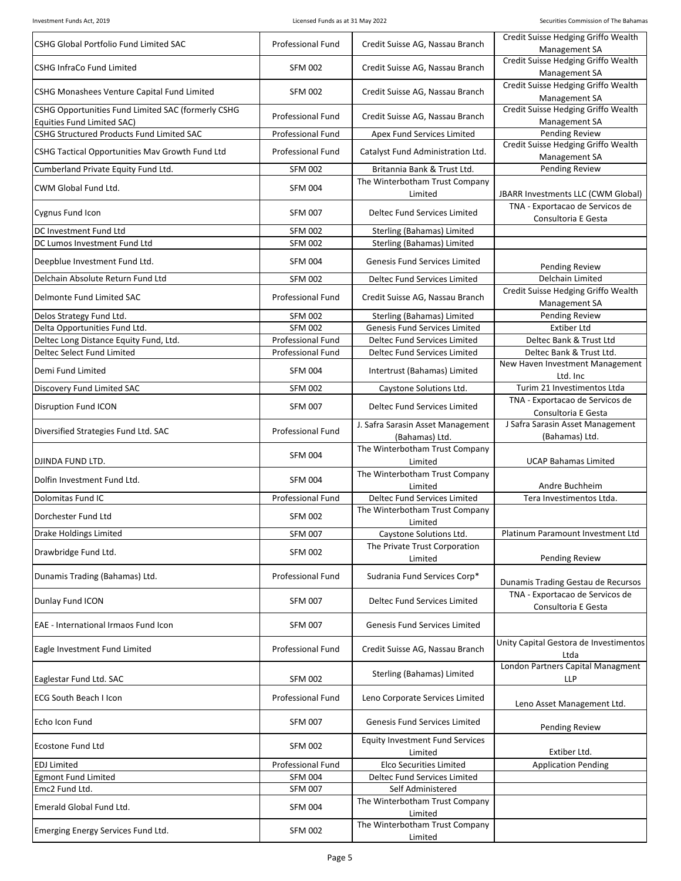| | | | |
|---|---|---|---|
| CSHG Global Portfolio Fund Limited SAC | Professional Fund | Credit Suisse AG, Nassau Branch | Credit Suisse Hedging Griffo Wealth Management SA |
| CSHG InfraCo Fund Limited | SFM 002 | Credit Suisse AG, Nassau Branch | Credit Suisse Hedging Griffo Wealth Management SA |
| CSHG Monashees Venture Capital Fund Limited | SFM 002 | Credit Suisse AG, Nassau Branch | Credit Suisse Hedging Griffo Wealth Management SA |
| CSHG Opportunities Fund Limited SAC (formerly CSHG Equities Fund Limited SAC) | Professional Fund | Credit Suisse AG, Nassau Branch | Credit Suisse Hedging Griffo Wealth Management SA |
| CSHG Structured Products Fund Limited SAC | Professional Fund | Apex Fund Services Limited | Pending Review |
| CSHG Tactical Opportunities Mav Growth Fund Ltd | Professional Fund | Catalyst Fund Administration Ltd. | Credit Suisse Hedging Griffo Wealth Management SA |
| Cumberland Private Equity Fund Ltd. | SFM 002 | Britannia Bank & Trust Ltd. | Pending Review |
| CWM Global Fund Ltd. | SFM 004 | The Winterbotham Trust Company Limited | JBARR Investments LLC (CWM Global) |
| Cygnus Fund Icon | SFM 007 | Deltec Fund Services Limited | TNA - Exportacao de Servicos de Consultoria E Gesta |
| DC Investment Fund Ltd | SFM 002 | Sterling (Bahamas) Limited | |
| DC Lumos Investment Fund Ltd | SFM 002 | Sterling (Bahamas) Limited | |
| Deepblue Investment Fund Ltd. | SFM 004 | Genesis Fund Services Limited | Pending Review |
| Delchain Absolute Return Fund Ltd | SFM 002 | Deltec Fund Services Limited | Delchain Limited |
| Delmonte Fund Limited SAC | Professional Fund | Credit Suisse AG, Nassau Branch | Credit Suisse Hedging Griffo Wealth Management SA |
| Delos Strategy Fund Ltd. | SFM 002 | Sterling (Bahamas) Limited | Pending Review |
| Delta Opportunities Fund Ltd. | SFM 002 | Genesis Fund Services Limited | Extiber Ltd |
| Deltec Long Distance Equity Fund, Ltd. | Professional Fund | Deltec Fund Services Limited | Deltec Bank & Trust Ltd |
| Deltec Select Fund Limited | Professional Fund | Deltec Fund Services Limited | Deltec Bank & Trust Ltd. |
| Demi Fund Limited | SFM 004 | Intertrust (Bahamas) Limited | New Haven Investment Management Ltd. Inc |
| Discovery Fund Limited SAC | SFM 002 | Caystone Solutions Ltd. | Turim 21 Investimentos Ltda |
| Disruption Fund ICON | SFM 007 | Deltec Fund Services Limited | TNA - Exportacao de Servicos de Consultoria E Gesta |
| Diversified Strategies Fund Ltd. SAC | Professional Fund | J. Safra Sarasin Asset Management (Bahamas) Ltd. | J Safra Sarasin Asset Management (Bahamas) Ltd. |
| DJINDA FUND LTD. | SFM 004 | The Winterbotham Trust Company Limited | UCAP Bahamas Limited |
| Dolfin Investment Fund Ltd. | SFM 004 | The Winterbotham Trust Company Limited | Andre Buchheim |
| Dolomitas Fund IC | Professional Fund | Deltec Fund Services Limited | Tera Investimentos Ltda. |
| Dorchester Fund Ltd | SFM 002 | The Winterbotham Trust Company Limited | |
| Drake Holdings Limited | SFM 007 | Caystone Solutions Ltd. | Platinum Paramount Investment Ltd |
| Drawbridge Fund Ltd. | SFM 002 | The Private Trust Corporation Limited | Pending Review |
| Dunamis Trading (Bahamas) Ltd. | Professional Fund | Sudrania Fund Services Corp* | Dunamis Trading Gestau de Recursos |
| Dunlay Fund ICON | SFM 007 | Deltec Fund Services Limited | TNA - Exportacao de Servicos de Consultoria E Gesta |
| EAE - International Irmaos Fund Icon | SFM 007 | Genesis Fund Services Limited | |
| Eagle Investment Fund Limited | Professional Fund | Credit Suisse AG, Nassau Branch | Unity Capital Gestora de Investimentos Ltda |
| Eaglestar Fund Ltd. SAC | SFM 002 | Sterling (Bahamas) Limited | London Partners Capital Managment LLP |
| ECG South Beach I Icon | Professional Fund | Leno Corporate Services Limited | Leno Asset Management Ltd. |
| Echo Icon Fund | SFM 007 | Genesis Fund Services Limited | Pending Review |
| Ecostone Fund Ltd | SFM 002 | Equity Investment Fund Services Limited | Extiber Ltd. |
| EDJ Limited | Professional Fund | Elco Securities Limited | Application Pending |
| Egmont Fund Limited | SFM 004 | Deltec Fund Services Limited | |
| Emc2 Fund Ltd. | SFM 007 | Self Administered | |
| Emerald Global Fund Ltd. | SFM 004 | The Winterbotham Trust Company Limited | |
| Emerging Energy Services Fund Ltd. | SFM 002 | The Winterbotham Trust Company Limited | |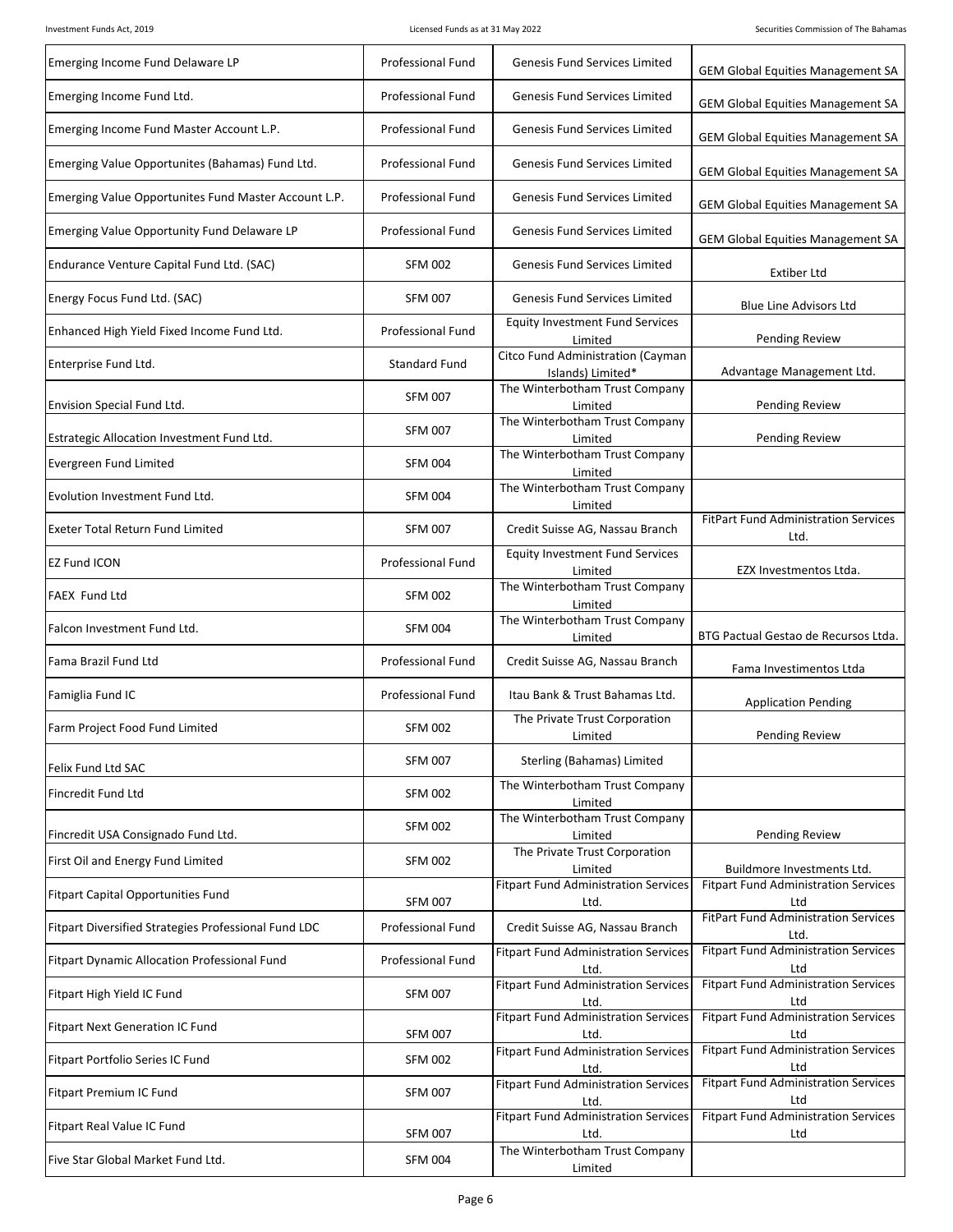| Emerging Income Fund Delaware LP | Professional Fund | Genesis Fund Services Limited | GEM Global Equities Management SA |
|---|---|---|---|
| Emerging Income Fund Ltd. | Professional Fund | Genesis Fund Services Limited | GEM Global Equities Management SA |
| Emerging Income Fund Master Account L.P. | Professional Fund | Genesis Fund Services Limited | GEM Global Equities Management SA |
| Emerging Value Opportunites (Bahamas) Fund Ltd. | Professional Fund | Genesis Fund Services Limited | GEM Global Equities Management SA |
| Emerging Value Opportunites Fund Master Account L.P. | Professional Fund | Genesis Fund Services Limited | GEM Global Equities Management SA |
| Emerging Value Opportunity Fund Delaware LP | Professional Fund | Genesis Fund Services Limited | GEM Global Equities Management SA |
| Endurance Venture Capital Fund Ltd. (SAC) | SFM 002 | Genesis Fund Services Limited | Extiber Ltd |
| Energy Focus Fund Ltd. (SAC) | SFM 007 | Genesis Fund Services Limited | Blue Line Advisors Ltd |
| Enhanced High Yield Fixed Income Fund Ltd. | Professional Fund | Equity Investment Fund Services Limited | Pending Review |
| Enterprise Fund Ltd. | Standard Fund | Citco Fund Administration (Cayman Islands) Limited* | Advantage Management Ltd. |
| Envision Special Fund Ltd. | SFM 007 | The Winterbotham Trust Company Limited | Pending Review |
| Estrategic Allocation Investment Fund Ltd. | SFM 007 | The Winterbotham Trust Company Limited | Pending Review |
| Evergreen Fund Limited | SFM 004 | The Winterbotham Trust Company Limited | |
| Evolution Investment Fund Ltd. | SFM 004 | The Winterbotham Trust Company Limited | |
| Exeter Total Return Fund Limited | SFM 007 | Credit Suisse AG, Nassau Branch | FitPart Fund Administration Services Ltd. |
| EZ Fund ICON | Professional Fund | Equity Investment Fund Services Limited | EZX Investmentos Ltda. |
| FAEX Fund Ltd | SFM 002 | The Winterbotham Trust Company Limited | |
| Falcon Investment Fund Ltd. | SFM 004 | The Winterbotham Trust Company Limited | BTG Pactual Gestao de Recursos Ltda. |
| Fama Brazil Fund Ltd | Professional Fund | Credit Suisse AG, Nassau Branch | Fama Investimentos Ltda |
| Famiglia Fund IC | Professional Fund | Itau Bank & Trust Bahamas Ltd. | Application Pending |
| Farm Project Food Fund Limited | SFM 002 | The Private Trust Corporation Limited | Pending Review |
| Felix Fund Ltd SAC | SFM 007 | Sterling (Bahamas) Limited | |
| Fincredit Fund Ltd | SFM 002 | The Winterbotham Trust Company Limited | |
| Fincredit USA Consignado Fund Ltd. | SFM 002 | The Winterbotham Trust Company Limited | Pending Review |
| First Oil and Energy Fund Limited | SFM 002 | The Private Trust Corporation Limited | Buildmore Investments Ltd. |
| Fitpart Capital Opportunities Fund | SFM 007 | Fitpart Fund Administration Services Ltd. | Fitpart Fund Administration Services Ltd |
| Fitpart Diversified Strategies Professional Fund LDC | Professional Fund | Credit Suisse AG, Nassau Branch | FitPart Fund Administration Services Ltd. |
| Fitpart Dynamic Allocation Professional Fund | Professional Fund | Fitpart Fund Administration Services Ltd. | Fitpart Fund Administration Services Ltd |
| Fitpart High Yield IC Fund | SFM 007 | Fitpart Fund Administration Services Ltd. | Fitpart Fund Administration Services Ltd |
| Fitpart Next Generation IC Fund | SFM 007 | Fitpart Fund Administration Services Ltd. | Fitpart Fund Administration Services Ltd |
| Fitpart Portfolio Series IC Fund | SFM 002 | Fitpart Fund Administration Services Ltd. | Fitpart Fund Administration Services Ltd |
| Fitpart Premium IC Fund | SFM 007 | Fitpart Fund Administration Services Ltd. | Fitpart Fund Administration Services Ltd |
| Fitpart Real Value IC Fund | SFM 007 | Fitpart Fund Administration Services Ltd. | Fitpart Fund Administration Services Ltd |
| Five Star Global Market Fund Ltd. | SFM 004 | The Winterbotham Trust Company Limited | |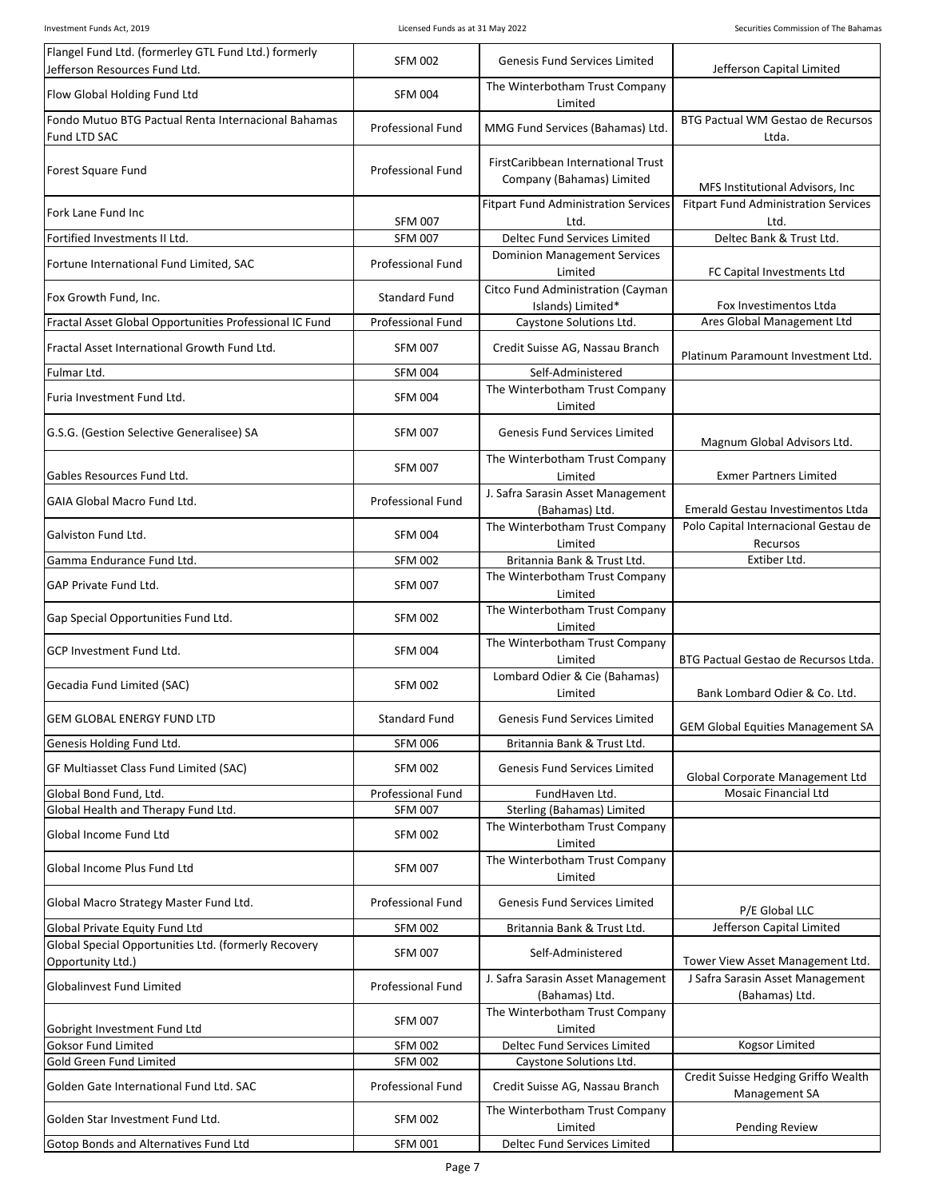| Flangel Fund Ltd. (formerley GTL Fund Ltd.) formerly Jefferson Resources Fund Ltd. | SFM 002 | Genesis Fund Services Limited | Jefferson Capital Limited |
|---|---|---|---|
| Flow Global Holding Fund Ltd | SFM 004 | The Winterbotham Trust Company Limited | |
| Fondo Mutuo BTG Pactual Renta Internacional Bahamas Fund LTD SAC | Professional Fund | MMG Fund Services (Bahamas) Ltd. | BTG Pactual WM Gestao de Recursos Ltda. |
| Forest Square Fund | Professional Fund | FirstCaribbean International Trust Company (Bahamas) Limited | MFS Institutional Advisors, Inc |
| Fork Lane Fund Inc | SFM 007 | Fitpart Fund Administration Services Ltd. | Fitpart Fund Administration Services Ltd. |
| Fortified Investments II Ltd. | SFM 007 | Deltec Fund Services Limited | Deltec Bank & Trust Ltd. |
| Fortune International Fund Limited, SAC | Professional Fund | Dominion Management Services Limited | FC Capital Investments Ltd |
| Fox Growth Fund, Inc. | Standard Fund | Citco Fund Administration (Cayman Islands) Limited* | Fox Investimentos Ltda |
| Fractal Asset Global Opportunities Professional IC Fund | Professional Fund | Caystone Solutions Ltd. | Ares Global Management Ltd |
| Fractal Asset International Growth Fund Ltd. | SFM 007 | Credit Suisse AG, Nassau Branch | Platinum Paramount Investment Ltd. |
| Fulmar Ltd. | SFM 004 | Self-Administered | |
| Furia Investment Fund Ltd. | SFM 004 | The Winterbotham Trust Company Limited | |
| G.S.G. (Gestion Selective Generalisee) SA | SFM 007 | Genesis Fund Services Limited | Magnum Global Advisors Ltd. |
| Gables Resources Fund Ltd. | SFM 007 | The Winterbotham Trust Company Limited | Exmer Partners Limited |
| GAIA Global Macro Fund Ltd. | Professional Fund | J. Safra Sarasin Asset Management (Bahamas) Ltd. | Emerald Gestau Investimentos Ltda |
| Galviston Fund Ltd. | SFM 004 | The Winterbotham Trust Company Limited | Polo Capital Internacional Gestau de Recursos |
| Gamma Endurance Fund Ltd. | SFM 002 | Britannia Bank & Trust Ltd. | Extiber Ltd. |
| GAP Private Fund Ltd. | SFM 007 | The Winterbotham Trust Company Limited | |
| Gap Special Opportunities Fund Ltd. | SFM 002 | The Winterbotham Trust Company Limited | |
| GCP Investment Fund Ltd. | SFM 004 | The Winterbotham Trust Company Limited | BTG Pactual Gestao de Recursos Ltda. |
| Gecadia Fund Limited (SAC) | SFM 002 | Lombard Odier & Cie (Bahamas) Limited | Bank Lombard Odier & Co. Ltd. |
| GEM GLOBAL ENERGY FUND LTD | Standard Fund | Genesis Fund Services Limited | GEM Global Equities Management SA |
| Genesis Holding Fund Ltd. | SFM 006 | Britannia Bank & Trust Ltd. | |
| GF Multiasset Class Fund Limited (SAC) | SFM 002 | Genesis Fund Services Limited | Global Corporate Management Ltd |
| Global Bond Fund, Ltd. | Professional Fund | FundHaven Ltd. | Mosaic Financial Ltd |
| Global Health and Therapy Fund Ltd. | SFM 007 | Sterling (Bahamas) Limited | |
| Global Income Fund Ltd | SFM 002 | The Winterbotham Trust Company Limited | |
| Global Income Plus Fund Ltd | SFM 007 | The Winterbotham Trust Company Limited | |
| Global Macro Strategy Master Fund Ltd. | Professional Fund | Genesis Fund Services Limited | P/E Global LLC |
| Global Private Equity Fund Ltd | SFM 002 | Britannia Bank & Trust Ltd. | Jefferson Capital Limited |
| Global Special Opportunities Ltd. (formerly Recovery Opportunity Ltd.) | SFM 007 | Self-Administered | Tower View Asset Management Ltd. |
| Globalinvest Fund Limited | Professional Fund | J. Safra Sarasin Asset Management (Bahamas) Ltd. | J Safra Sarasin Asset Management (Bahamas) Ltd. |
| Gobright Investment Fund Ltd | SFM 007 | The Winterbotham Trust Company Limited | |
| Goksor Fund Limited | SFM 002 | Deltec Fund Services Limited | Kogsor Limited |
| Gold Green Fund Limited | SFM 002 | Caystone Solutions Ltd. | |
| Golden Gate International Fund Ltd. SAC | Professional Fund | Credit Suisse AG, Nassau Branch | Credit Suisse Hedging Griffo Wealth Management SA |
| Golden Star Investment Fund Ltd. | SFM 002 | The Winterbotham Trust Company Limited | Pending Review |
| Gotop Bonds and Alternatives Fund Ltd | SFM 001 | Deltec Fund Services Limited | |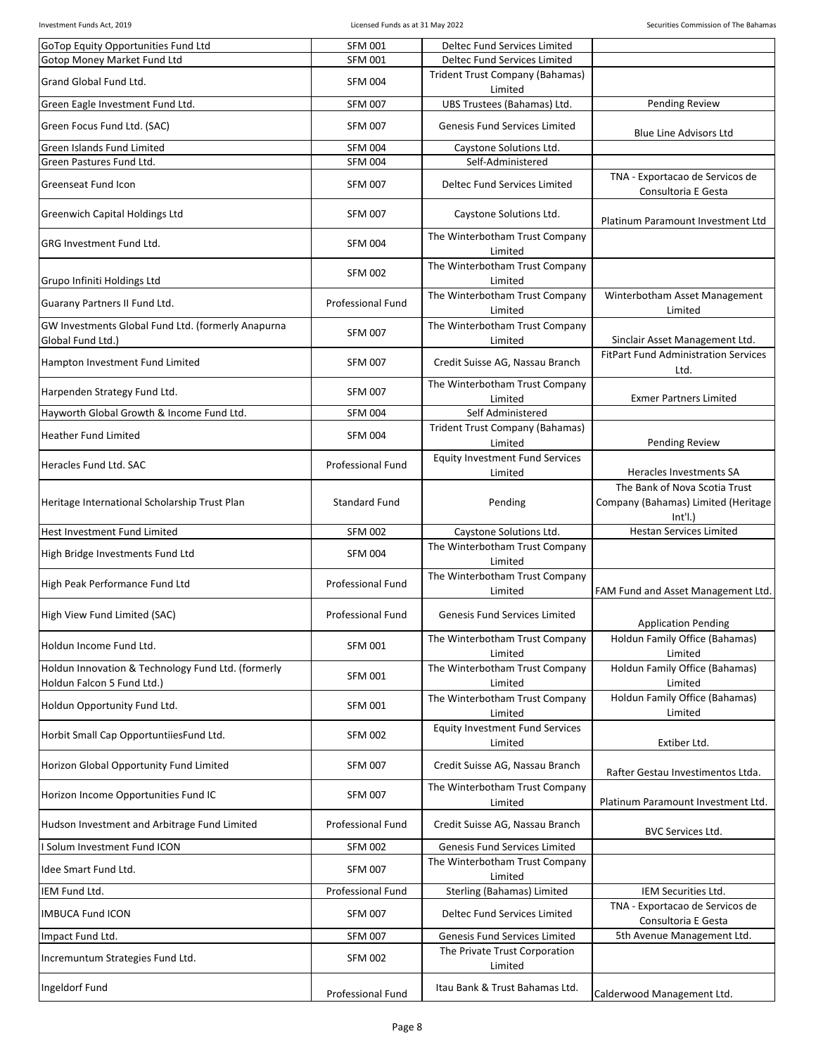| | | | |
|---|---|---|---|
| GoTop Equity Opportunities Fund Ltd | SFM 001 | Deltec Fund Services Limited | |
| Gotop Money Market Fund Ltd | SFM 001 | Deltec Fund Services Limited | |
| Grand Global Fund Ltd. | SFM 004 | Trident Trust Company (Bahamas) Limited | |
| Green Eagle Investment Fund Ltd. | SFM 007 | UBS Trustees (Bahamas) Ltd. | Pending Review |
| Green Focus Fund Ltd. (SAC) | SFM 007 | Genesis Fund Services Limited | Blue Line Advisors Ltd |
| Green Islands Fund Limited | SFM 004 | Caystone Solutions Ltd. | |
| Green Pastures Fund Ltd. | SFM 004 | Self-Administered | |
| Greenseat Fund Icon | SFM 007 | Deltec Fund Services Limited | TNA - Exportacao de Servicos de Consultoria E Gesta |
| Greenwich Capital Holdings Ltd | SFM 007 | Caystone Solutions Ltd. | Platinum Paramount Investment Ltd |
| GRG Investment Fund Ltd. | SFM 004 | The Winterbotham Trust Company Limited | |
| Grupo Infiniti Holdings Ltd | SFM 002 | The Winterbotham Trust Company Limited | |
| Guarany Partners II Fund Ltd. | Professional Fund | The Winterbotham Trust Company Limited | Winterbotham Asset Management Limited |
| GW Investments Global Fund Ltd. (formerly Anapurna Global Fund Ltd.) | SFM 007 | The Winterbotham Trust Company Limited | Sinclair Asset Management Ltd. |
| Hampton Investment Fund Limited | SFM 007 | Credit Suisse AG, Nassau Branch | FitPart Fund Administration Services Ltd. |
| Harpenden Strategy Fund Ltd. | SFM 007 | The Winterbotham Trust Company Limited | Exmer Partners Limited |
| Hayworth Global Growth & Income Fund Ltd. | SFM 004 | Self Administered | |
| Heather Fund Limited | SFM 004 | Trident Trust Company (Bahamas) Limited | Pending Review |
| Heracles Fund Ltd. SAC | Professional Fund | Equity Investment Fund Services Limited | Heracles Investments SA |
| Heritage International Scholarship Trust Plan | Standard Fund | Pending | The Bank of Nova Scotia Trust Company (Bahamas) Limited (Heritage Int'l.) |
| Hest Investment Fund Limited | SFM 002 | Caystone Solutions Ltd. | Hestan Services Limited |
| High Bridge Investments Fund Ltd | SFM 004 | The Winterbotham Trust Company Limited | |
| High Peak Performance Fund Ltd | Professional Fund | The Winterbotham Trust Company Limited | FAM Fund and Asset Management Ltd. |
| High View Fund Limited (SAC) | Professional Fund | Genesis Fund Services Limited | Application Pending |
| Holdun Income Fund Ltd. | SFM 001 | The Winterbotham Trust Company Limited | Holdun Family Office (Bahamas) Limited |
| Holdun Innovation & Technology Fund Ltd. (formerly Holdun Falcon 5 Fund Ltd.) | SFM 001 | The Winterbotham Trust Company Limited | Holdun Family Office (Bahamas) Limited |
| Holdun Opportunity Fund Ltd. | SFM 001 | The Winterbotham Trust Company Limited | Holdun Family Office (Bahamas) Limited |
| Horbit Small Cap OpportuntiiesFund Ltd. | SFM 002 | Equity Investment Fund Services Limited | Extiber Ltd. |
| Horizon Global Opportunity Fund Limited | SFM 007 | Credit Suisse AG, Nassau Branch | Rafter Gestau Investimentos Ltda. |
| Horizon Income Opportunities Fund IC | SFM 007 | The Winterbotham Trust Company Limited | Platinum Paramount Investment Ltd. |
| Hudson Investment and Arbitrage Fund Limited | Professional Fund | Credit Suisse AG, Nassau Branch | BVC Services Ltd. |
| I Solum Investment Fund ICON | SFM 002 | Genesis Fund Services Limited | |
| Idee Smart Fund Ltd. | SFM 007 | The Winterbotham Trust Company Limited | |
| IEM Fund Ltd. | Professional Fund | Sterling (Bahamas) Limited | IEM Securities Ltd. |
| IMBUCA Fund ICON | SFM 007 | Deltec Fund Services Limited | TNA - Exportacao de Servicos de Consultoria E Gesta |
| Impact Fund Ltd. | SFM 007 | Genesis Fund Services Limited | 5th Avenue Management Ltd. |
| Incremuntum Strategies Fund Ltd. | SFM 002 | The Private Trust Corporation Limited | |
| Ingeldorf Fund | Professional Fund | Itau Bank & Trust Bahamas Ltd. | Calderwood Management Ltd. |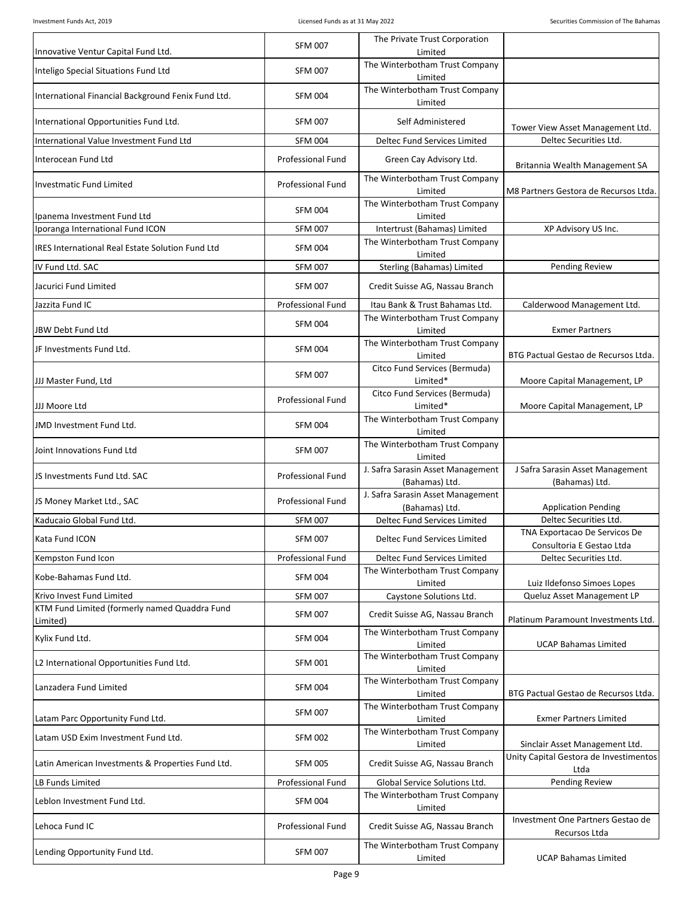| | | | |
|---|---|---|---|
| Innovative Ventur Capital Fund Ltd. | SFM 007 | The Private Trust Corporation Limited | |
| Inteligo Special Situations Fund Ltd | SFM 007 | The Winterbotham Trust Company Limited | |
| International Financial Background Fenix Fund Ltd. | SFM 004 | The Winterbotham Trust Company Limited | |
| International Opportunities Fund Ltd. | SFM 007 | Self Administered | Tower View Asset Management Ltd. |
| International Value Investment Fund Ltd | SFM 004 | Deltec Fund Services Limited | Deltec Securities Ltd. |
| Interocean Fund Ltd | Professional Fund | Green Cay Advisory Ltd. | Britannia Wealth Management SA |
| Investmatic Fund Limited | Professional Fund | The Winterbotham Trust Company Limited | M8 Partners Gestora de Recursos Ltda. |
| Ipanema Investment Fund Ltd | SFM 004 | The Winterbotham Trust Company Limited | |
| Iporanga International Fund ICON | SFM 007 | Intertrust (Bahamas) Limited | XP Advisory US Inc. |
| IRES International Real Estate Solution Fund Ltd | SFM 004 | The Winterbotham Trust Company Limited | |
| IV Fund Ltd. SAC | SFM 007 | Sterling (Bahamas) Limited | Pending Review |
| Jacurici Fund Limited | SFM 007 | Credit Suisse AG, Nassau Branch | |
| Jazzita Fund IC | Professional Fund | Itau Bank & Trust Bahamas Ltd. | Calderwood Management Ltd. |
| JBW Debt Fund Ltd | SFM 004 | The Winterbotham Trust Company Limited | Exmer Partners |
| JF Investments Fund Ltd. | SFM 004 | The Winterbotham Trust Company Limited | BTG Pactual Gestao de Recursos Ltda. |
| JJJ Master Fund, Ltd | SFM 007 | Citco Fund Services (Bermuda) Limited* | Moore Capital Management, LP |
| JJJ Moore Ltd | Professional Fund | Citco Fund Services (Bermuda) Limited* | Moore Capital Management, LP |
| JMD Investment Fund Ltd. | SFM 004 | The Winterbotham Trust Company Limited | |
| Joint Innovations Fund Ltd | SFM 007 | The Winterbotham Trust Company Limited | |
| JS Investments Fund Ltd. SAC | Professional Fund | J. Safra Sarasin Asset Management (Bahamas) Ltd. | J Safra Sarasin Asset Management (Bahamas) Ltd. |
| JS Money Market Ltd., SAC | Professional Fund | J. Safra Sarasin Asset Management (Bahamas) Ltd. | Application Pending |
| Kaducaio Global Fund Ltd. | SFM 007 | Deltec Fund Services Limited | Deltec Securities Ltd. |
| Kata Fund ICON | SFM 007 | Deltec Fund Services Limited | TNA Exportacao De Servicos De Consultoria E Gestao Ltda |
| Kempston Fund Icon | Professional Fund | Deltec Fund Services Limited | Deltec Securities Ltd. |
| Kobe-Bahamas Fund Ltd. | SFM 004 | The Winterbotham Trust Company Limited | Luiz Ildefonso Simoes Lopes |
| Krivo Invest Fund Limited | SFM 007 | Caystone Solutions Ltd. | Queluz Asset Management LP |
| KTM Fund Limited (formerly named Quaddra Fund Limited) | SFM 007 | Credit Suisse AG, Nassau Branch | Platinum Paramount Investments Ltd. |
| Kylix Fund Ltd. | SFM 004 | The Winterbotham Trust Company Limited | UCAP Bahamas Limited |
| L2 International Opportunities Fund Ltd. | SFM 001 | The Winterbotham Trust Company Limited | |
| Lanzadera Fund Limited | SFM 004 | The Winterbotham Trust Company Limited | BTG Pactual Gestao de Recursos Ltda. |
| Latam Parc Opportunity Fund Ltd. | SFM 007 | The Winterbotham Trust Company Limited | Exmer Partners Limited |
| Latam USD Exim Investment Fund Ltd. | SFM 002 | The Winterbotham Trust Company Limited | Sinclair Asset Management Ltd. |
| Latin American Investments & Properties Fund Ltd. | SFM 005 | Credit Suisse AG, Nassau Branch | Unity Capital Gestora de Investimentos Ltda |
| LB Funds Limited | Professional Fund | Global Service Solutions Ltd. | Pending Review |
| Leblon Investment Fund Ltd. | SFM 004 | The Winterbotham Trust Company Limited | |
| Lehoca Fund IC | Professional Fund | Credit Suisse AG, Nassau Branch | Investment One Partners Gestao de Recursos Ltda |
| Lending Opportunity Fund Ltd. | SFM 007 | The Winterbotham Trust Company Limited | UCAP Bahamas Limited |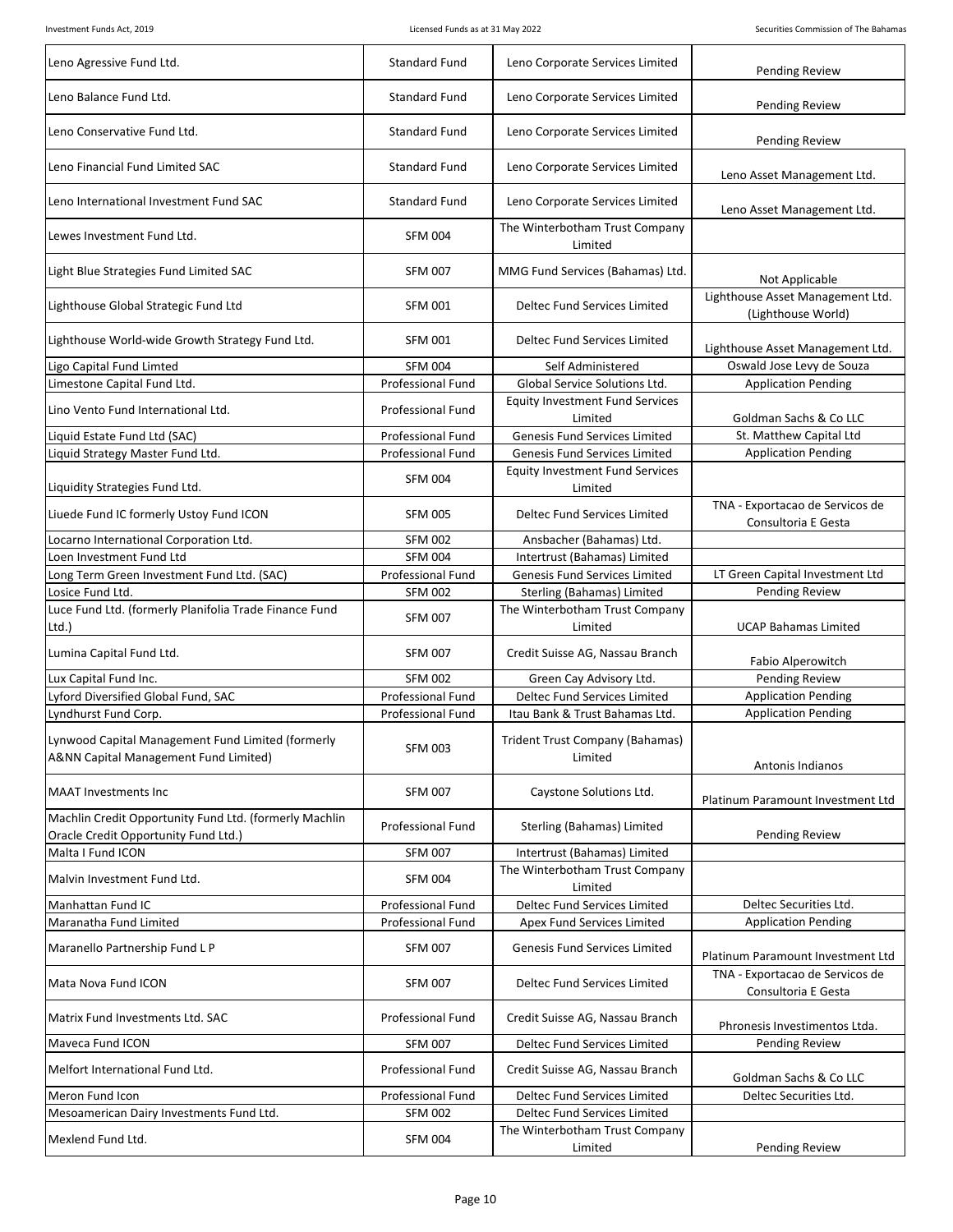| | | | |
|---|---|---|---|
| Leno Agressive Fund Ltd. | Standard Fund | Leno Corporate Services Limited | Pending Review |
| Leno Balance Fund Ltd. | Standard Fund | Leno Corporate Services Limited | Pending Review |
| Leno Conservative Fund Ltd. | Standard Fund | Leno Corporate Services Limited | Pending Review |
| Leno Financial Fund Limited SAC | Standard Fund | Leno Corporate Services Limited | Leno Asset Management Ltd. |
| Leno International Investment Fund SAC | Standard Fund | Leno Corporate Services Limited | Leno Asset Management Ltd. |
| Lewes Investment Fund Ltd. | SFM 004 | The Winterbotham Trust Company Limited | |
| Light Blue Strategies Fund Limited SAC | SFM 007 | MMG Fund Services (Bahamas) Ltd. | Not Applicable |
| Lighthouse Global Strategic Fund Ltd | SFM 001 | Deltec Fund Services Limited | Lighthouse Asset Management Ltd. (Lighthouse World) |
| Lighthouse World-wide Growth Strategy Fund Ltd. | SFM 001 | Deltec Fund Services Limited | Lighthouse Asset Management Ltd. |
| Ligo Capital Fund Limted | SFM 004 | Self Administered | Oswald Jose Levy de Souza |
| Limestone Capital Fund Ltd. | Professional Fund | Global Service Solutions Ltd. | Application Pending |
| Lino Vento Fund International Ltd. | Professional Fund | Equity Investment Fund Services Limited | Goldman Sachs & Co LLC |
| Liquid Estate Fund Ltd (SAC) | Professional Fund | Genesis Fund Services Limited | St. Matthew Capital Ltd |
| Liquid Strategy Master Fund Ltd. | Professional Fund | Genesis Fund Services Limited | Application Pending |
| Liquidity Strategies Fund Ltd. | SFM 004 | Equity Investment Fund Services Limited | |
| Liuede Fund IC formerly Ustoy Fund ICON | SFM 005 | Deltec Fund Services Limited | TNA - Exportacao de Servicos de Consultoria E Gesta |
| Locarno International Corporation Ltd. | SFM 002 | Ansbacher (Bahamas) Ltd. | |
| Loen Investment Fund Ltd | SFM 004 | Intertrust (Bahamas) Limited | |
| Long Term Green Investment Fund Ltd. (SAC) | Professional Fund | Genesis Fund Services Limited | LT Green Capital Investment Ltd |
| Losice Fund Ltd. | SFM 002 | Sterling (Bahamas) Limited | Pending Review |
| Luce Fund Ltd. (formerly Planifolia Trade Finance Fund Ltd.) | SFM 007 | The Winterbotham Trust Company Limited | UCAP Bahamas Limited |
| Lumina Capital Fund Ltd. | SFM 007 | Credit Suisse AG, Nassau Branch | Fabio Alperowitch |
| Lux Capital Fund Inc. | SFM 002 | Green Cay Advisory Ltd. | Pending Review |
| Lyford Diversified Global Fund, SAC | Professional Fund | Deltec Fund Services Limited | Application Pending |
| Lyndhurst Fund Corp. | Professional Fund | Itau Bank & Trust Bahamas Ltd. | Application Pending |
| Lynwood Capital Management Fund Limited (formerly A&NN Capital Management Fund Limited) | SFM 003 | Trident Trust Company (Bahamas) Limited | Antonis Indianos |
| MAAT Investments Inc | SFM 007 | Caystone Solutions Ltd. | Platinum Paramount Investment Ltd |
| Machlin Credit Opportunity Fund Ltd. (formerly Machlin Oracle Credit Opportunity Fund Ltd.) | Professional Fund | Sterling (Bahamas) Limited | Pending Review |
| Malta I Fund ICON | SFM 007 | Intertrust (Bahamas) Limited | |
| Malvin Investment Fund Ltd. | SFM 004 | The Winterbotham Trust Company Limited | |
| Manhattan Fund IC | Professional Fund | Deltec Fund Services Limited | Deltec Securities Ltd. |
| Maranatha Fund Limited | Professional Fund | Apex Fund Services Limited | Application Pending |
| Maranello Partnership Fund L P | SFM 007 | Genesis Fund Services Limited | Platinum Paramount Investment Ltd |
| Mata Nova Fund ICON | SFM 007 | Deltec Fund Services Limited | TNA - Exportacao de Servicos de Consultoria E Gesta |
| Matrix Fund Investments Ltd. SAC | Professional Fund | Credit Suisse AG, Nassau Branch | Phronesis Investimentos Ltda. |
| Maveca Fund ICON | SFM 007 | Deltec Fund Services Limited | Pending Review |
| Melfort International Fund Ltd. | Professional Fund | Credit Suisse AG, Nassau Branch | Goldman Sachs & Co LLC |
| Meron Fund Icon | Professional Fund | Deltec Fund Services Limited | Deltec Securities Ltd. |
| Mesoamerican Dairy Investments Fund Ltd. | SFM 002 | Deltec Fund Services Limited | |
| Mexlend Fund Ltd. | SFM 004 | The Winterbotham Trust Company Limited | Pending Review |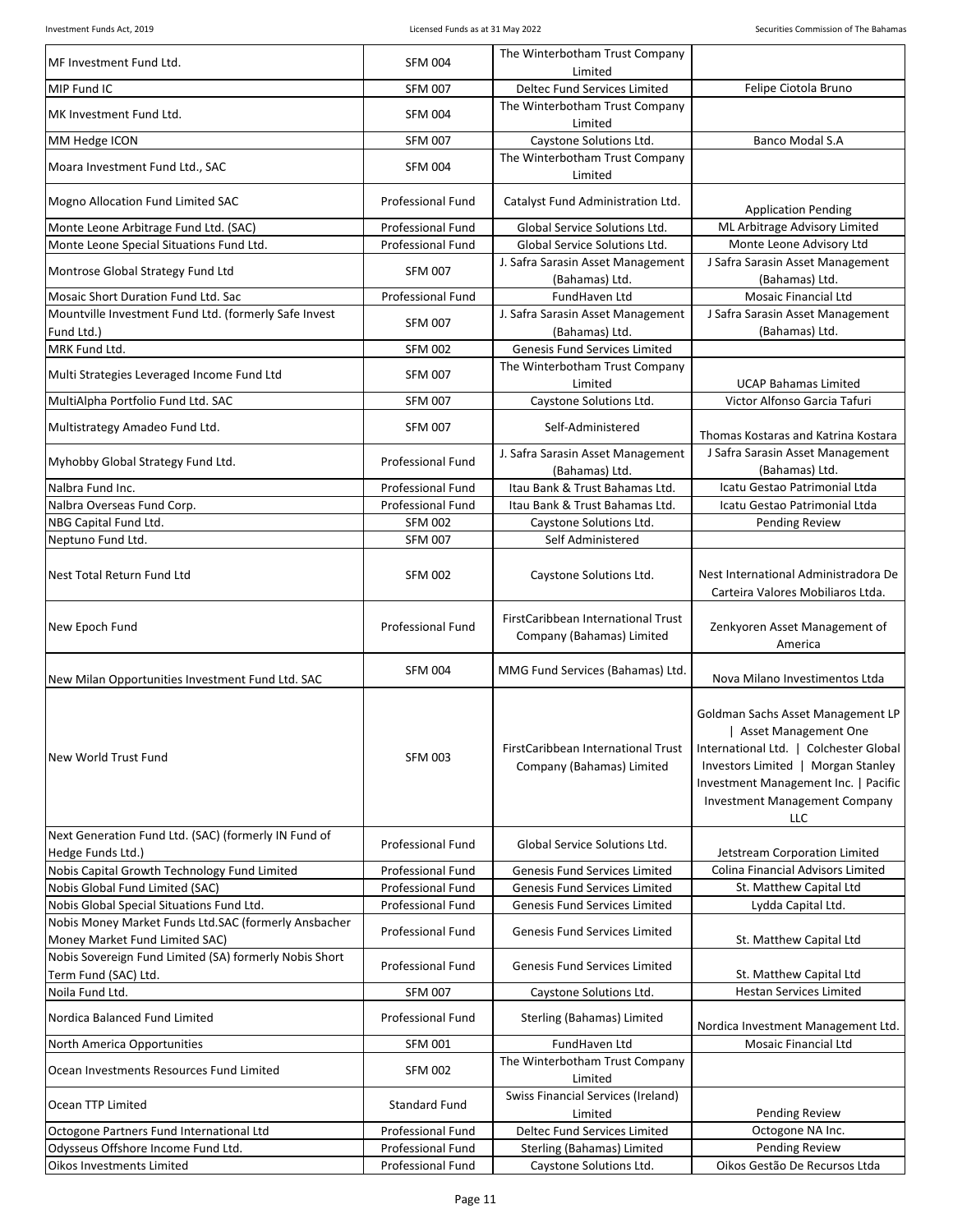| | | | |
|---|---|---|---|
| MF Investment Fund Ltd. | SFM 004 | The Winterbotham Trust Company Limited | |
| MIP Fund IC | SFM 007 | Deltec Fund Services Limited | Felipe Ciotola Bruno |
| MK Investment Fund Ltd. | SFM 004 | The Winterbotham Trust Company Limited | |
| MM Hedge ICON | SFM 007 | Caystone Solutions Ltd. | Banco Modal S.A |
| Moara Investment Fund Ltd., SAC | SFM 004 | The Winterbotham Trust Company Limited | |
| Mogno Allocation Fund Limited SAC | Professional Fund | Catalyst Fund Administration Ltd. | Application Pending |
| Monte Leone Arbitrage Fund Ltd. (SAC) | Professional Fund | Global Service Solutions Ltd. | ML Arbitrage Advisory Limited |
| Monte Leone Special Situations Fund Ltd. | Professional Fund | Global Service Solutions Ltd. | Monte Leone Advisory Ltd |
| Montrose Global Strategy Fund Ltd | SFM 007 | J. Safra Sarasin Asset Management (Bahamas) Ltd. | J Safra Sarasin Asset Management (Bahamas) Ltd. |
| Mosaic Short Duration Fund Ltd. Sac | Professional Fund | FundHaven Ltd | Mosaic Financial Ltd |
| Mountville Investment Fund Ltd. (formerly Safe Invest Fund Ltd.) | SFM 007 | J. Safra Sarasin Asset Management (Bahamas) Ltd. | J Safra Sarasin Asset Management (Bahamas) Ltd. |
| MRK Fund Ltd. | SFM 002 | Genesis Fund Services Limited | |
| Multi Strategies Leveraged Income Fund Ltd | SFM 007 | The Winterbotham Trust Company Limited | UCAP Bahamas Limited |
| MultiAlpha Portfolio Fund Ltd. SAC | SFM 007 | Caystone Solutions Ltd. | Victor Alfonso Garcia Tafuri |
| Multistrategy Amadeo Fund Ltd. | SFM 007 | Self-Administered | Thomas Kostaras and Katrina Kostara |
| Myhobby Global Strategy Fund Ltd. | Professional Fund | J. Safra Sarasin Asset Management (Bahamas) Ltd. | J Safra Sarasin Asset Management (Bahamas) Ltd. |
| Nalbra Fund Inc. | Professional Fund | Itau Bank & Trust Bahamas Ltd. | Icatu Gestao Patrimonial Ltda |
| Nalbra Overseas Fund Corp. | Professional Fund | Itau Bank & Trust Bahamas Ltd. | Icatu Gestao Patrimonial Ltda |
| NBG Capital Fund Ltd. | SFM 002 | Caystone Solutions Ltd. | Pending Review |
| Neptuno Fund Ltd. | SFM 007 | Self Administered | |
| Nest Total Return Fund Ltd | SFM 002 | Caystone Solutions Ltd. | Nest International Administradora De Carteira Valores Mobiliaros Ltda. |
| New Epoch Fund | Professional Fund | FirstCaribbean International Trust Company (Bahamas) Limited | Zenkyoren Asset Management of America |
| New Milan Opportunities Investment Fund Ltd. SAC | SFM 004 | MMG Fund Services (Bahamas) Ltd. | Nova Milano Investimentos Ltda |
| New World Trust Fund | SFM 003 | FirstCaribbean International Trust Company (Bahamas) Limited | Goldman Sachs Asset Management LP \| Asset Management One International Ltd. \| Colchester Global Investors Limited \| Morgan Stanley Investment Management Inc. \| Pacific Investment Management Company LLC |
| Next Generation Fund Ltd. (SAC) (formerly IN Fund of Hedge Funds Ltd.) | Professional Fund | Global Service Solutions Ltd. | Jetstream Corporation Limited |
| Nobis Capital Growth Technology Fund Limited | Professional Fund | Genesis Fund Services Limited | Colina Financial Advisors Limited |
| Nobis Global Fund Limited (SAC) | Professional Fund | Genesis Fund Services Limited | St. Matthew Capital Ltd |
| Nobis Global Special Situations Fund Ltd. | Professional Fund | Genesis Fund Services Limited | Lydda Capital Ltd. |
| Nobis Money Market Funds Ltd.SAC (formerly Ansbacher Money Market Fund Limited SAC) | Professional Fund | Genesis Fund Services Limited | St. Matthew Capital Ltd |
| Nobis Sovereign Fund Limited (SA) formerly Nobis Short Term Fund (SAC) Ltd. | Professional Fund | Genesis Fund Services Limited | St. Matthew Capital Ltd |
| Noila Fund Ltd. | SFM 007 | Caystone Solutions Ltd. | Hestan Services Limited |
| Nordica Balanced Fund Limited | Professional Fund | Sterling (Bahamas) Limited | Nordica Investment Management Ltd. |
| North America Opportunities | SFM 001 | FundHaven Ltd | Mosaic Financial Ltd |
| Ocean Investments Resources Fund Limited | SFM 002 | The Winterbotham Trust Company Limited | |
| Ocean TTP Limited | Standard Fund | Swiss Financial Services (Ireland) Limited | Pending Review |
| Octogone Partners Fund International Ltd | Professional Fund | Deltec Fund Services Limited | Octogone NA Inc. |
| Odysseus Offshore Income Fund Ltd. | Professional Fund | Sterling (Bahamas) Limited | Pending Review |
| Oikos Investments Limited | Professional Fund | Caystone Solutions Ltd. | Oikos Gestão De Recursos Ltda |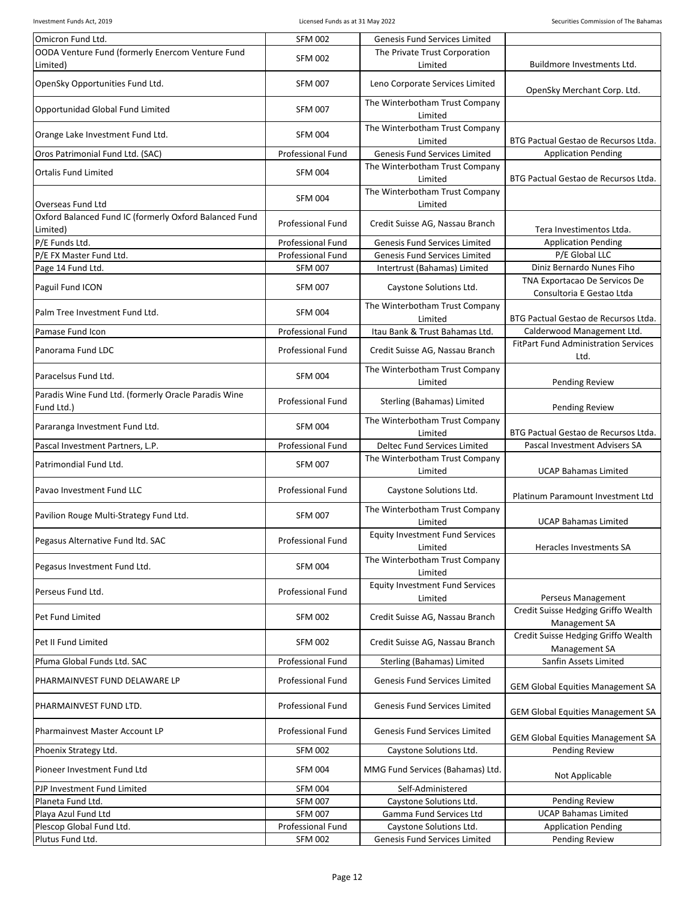| | | | |
|---|---|---|---|
| Omicron Fund Ltd. | SFM 002 | Genesis Fund Services Limited | |
| OODA Venture Fund (formerly Enercom Venture Fund Limited) | SFM 002 | The Private Trust Corporation Limited | Buildmore Investments Ltd. |
| OpenSky Opportunities Fund Ltd. | SFM 007 | Leno Corporate Services Limited | OpenSky Merchant Corp. Ltd. |
| Opportunidad Global Fund Limited | SFM 007 | The Winterbotham Trust Company Limited | |
| Orange Lake Investment Fund Ltd. | SFM 004 | The Winterbotham Trust Company Limited | BTG Pactual Gestao de Recursos Ltda. |
| Oros Patrimonial Fund Ltd. (SAC) | Professional Fund | Genesis Fund Services Limited | Application Pending |
| Ortalis Fund Limited | SFM 004 | The Winterbotham Trust Company Limited | BTG Pactual Gestao de Recursos Ltda. |
| Overseas Fund Ltd | SFM 004 | The Winterbotham Trust Company Limited | |
| Oxford Balanced Fund IC (formerly Oxford Balanced Fund Limited) | Professional Fund | Credit Suisse AG, Nassau Branch | Tera Investimentos Ltda. |
| P/E Funds Ltd. | Professional Fund | Genesis Fund Services Limited | Application Pending |
| P/E FX Master Fund Ltd. | Professional Fund | Genesis Fund Services Limited | P/E Global LLC |
| Page 14 Fund Ltd. | SFM 007 | Intertrust (Bahamas) Limited | Diniz Bernardo Nunes Fiho |
| Paguil Fund ICON | SFM 007 | Caystone Solutions Ltd. | TNA Exportacao De Servicos De Consultoria E Gestao Ltda |
| Palm Tree Investment Fund Ltd. | SFM 004 | The Winterbotham Trust Company Limited | BTG Pactual Gestao de Recursos Ltda. |
| Pamase Fund Icon | Professional Fund | Itau Bank & Trust Bahamas Ltd. | Calderwood Management Ltd. |
| Panorama Fund LDC | Professional Fund | Credit Suisse AG, Nassau Branch | FitPart Fund Administration Services Ltd. |
| Paracelsus Fund Ltd. | SFM 004 | The Winterbotham Trust Company Limited | Pending Review |
| Paradis Wine Fund Ltd. (formerly Oracle Paradis Wine Fund Ltd.) | Professional Fund | Sterling (Bahamas) Limited | Pending Review |
| Pararanga Investment Fund Ltd. | SFM 004 | The Winterbotham Trust Company Limited | BTG Pactual Gestao de Recursos Ltda. |
| Pascal Investment Partners, L.P. | Professional Fund | Deltec Fund Services Limited | Pascal Investment Advisers SA |
| Patrimondial Fund Ltd. | SFM 007 | The Winterbotham Trust Company Limited | UCAP Bahamas Limited |
| Pavao Investment Fund LLC | Professional Fund | Caystone Solutions Ltd. | Platinum Paramount Investment Ltd |
| Pavilion Rouge Multi-Strategy Fund Ltd. | SFM 007 | The Winterbotham Trust Company Limited | UCAP Bahamas Limited |
| Pegasus Alternative Fund ltd. SAC | Professional Fund | Equity Investment Fund Services Limited | Heracles Investments SA |
| Pegasus Investment Fund Ltd. | SFM 004 | The Winterbotham Trust Company Limited | |
| Perseus Fund Ltd. | Professional Fund | Equity Investment Fund Services Limited | Perseus Management |
| Pet Fund Limited | SFM 002 | Credit Suisse AG, Nassau Branch | Credit Suisse Hedging Griffo Wealth Management SA |
| Pet II Fund Limited | SFM 002 | Credit Suisse AG, Nassau Branch | Credit Suisse Hedging Griffo Wealth Management SA |
| Pfuma Global Funds Ltd. SAC | Professional Fund | Sterling (Bahamas) Limited | Sanfin Assets Limited |
| PHARMAINVEST FUND DELAWARE LP | Professional Fund | Genesis Fund Services Limited | GEM Global Equities Management SA |
| PHARMAINVEST FUND LTD. | Professional Fund | Genesis Fund Services Limited | GEM Global Equities Management SA |
| Pharmainvest Master Account LP | Professional Fund | Genesis Fund Services Limited | GEM Global Equities Management SA |
| Phoenix Strategy Ltd. | SFM 002 | Caystone Solutions Ltd. | Pending Review |
| Pioneer Investment Fund Ltd | SFM 004 | MMG Fund Services (Bahamas) Ltd. | Not Applicable |
| PJP Investment Fund Limited | SFM 004 | Self-Administered | |
| Planeta Fund Ltd. | SFM 007 | Caystone Solutions Ltd. | Pending Review |
| Playa Azul Fund Ltd | SFM 007 | Gamma Fund Services Ltd | UCAP Bahamas Limited |
| Plescop Global Fund Ltd. | Professional Fund | Caystone Solutions Ltd. | Application Pending |
| Plutus Fund Ltd. | SFM 002 | Genesis Fund Services Limited | Pending Review |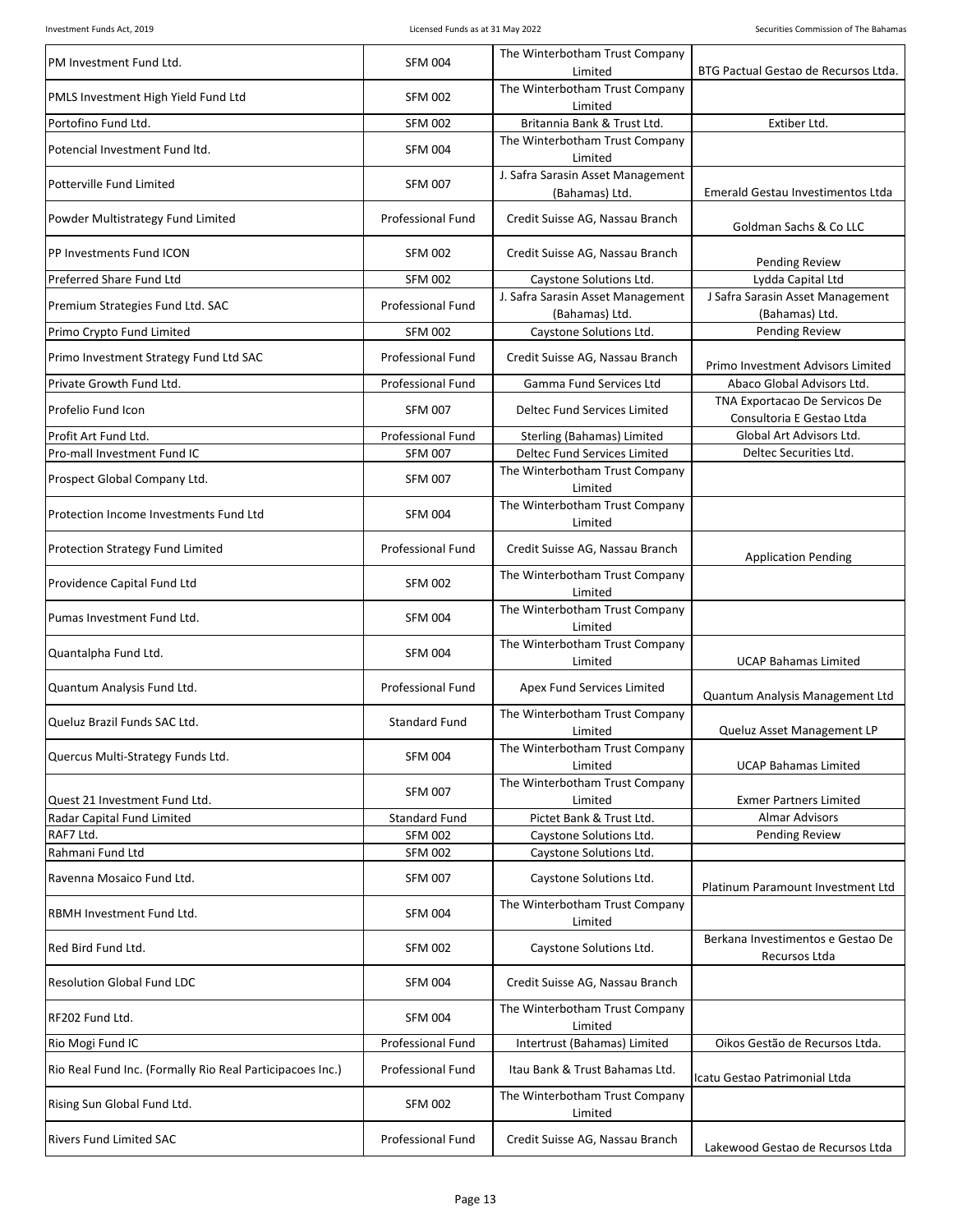| | | | |
|---|---|---|---|
| PM Investment Fund Ltd. | SFM 004 | The Winterbotham Trust Company Limited | BTG Pactual Gestao de Recursos Ltda. |
| PMLS Investment High Yield Fund Ltd | SFM 002 | The Winterbotham Trust Company Limited | |
| Portofino Fund Ltd. | SFM 002 | Britannia Bank & Trust Ltd. | Extiber Ltd. |
| Potencial Investment Fund ltd. | SFM 004 | The Winterbotham Trust Company Limited | |
| Potterville Fund Limited | SFM 007 | J. Safra Sarasin Asset Management (Bahamas) Ltd. | Emerald Gestau Investimentos Ltda |
| Powder Multistrategy Fund Limited | Professional Fund | Credit Suisse AG, Nassau Branch | Goldman Sachs & Co LLC |
| PP Investments Fund ICON | SFM 002 | Credit Suisse AG, Nassau Branch | Pending Review |
| Preferred Share Fund Ltd | SFM 002 | Caystone Solutions Ltd. | Lydda Capital Ltd |
| Premium Strategies Fund Ltd. SAC | Professional Fund | J. Safra Sarasin Asset Management (Bahamas) Ltd. | J Safra Sarasin Asset Management (Bahamas) Ltd. |
| Primo Crypto Fund Limited | SFM 002 | Caystone Solutions Ltd. | Pending Review |
| Primo Investment Strategy Fund Ltd SAC | Professional Fund | Credit Suisse AG, Nassau Branch | Primo Investment Advisors Limited |
| Private Growth Fund Ltd. | Professional Fund | Gamma Fund Services Ltd | Abaco Global Advisors Ltd. |
| Profelio Fund Icon | SFM 007 | Deltec Fund Services Limited | TNA Exportacao De Servicos De Consultoria E Gestao Ltda |
| Profit Art Fund Ltd. | Professional Fund | Sterling (Bahamas) Limited | Global Art Advisors Ltd. |
| Pro-mall Investment Fund IC | SFM 007 | Deltec Fund Services Limited | Deltec Securities Ltd. |
| Prospect Global Company Ltd. | SFM 007 | The Winterbotham Trust Company Limited | |
| Protection Income Investments Fund Ltd | SFM 004 | The Winterbotham Trust Company Limited | |
| Protection Strategy Fund Limited | Professional Fund | Credit Suisse AG, Nassau Branch | Application Pending |
| Providence Capital Fund Ltd | SFM 002 | The Winterbotham Trust Company Limited | |
| Pumas Investment Fund Ltd. | SFM 004 | The Winterbotham Trust Company Limited | |
| Quantalpha Fund Ltd. | SFM 004 | The Winterbotham Trust Company Limited | UCAP Bahamas Limited |
| Quantum Analysis Fund Ltd. | Professional Fund | Apex Fund Services Limited | Quantum Analysis Management Ltd |
| Queluz Brazil Funds SAC Ltd. | Standard Fund | The Winterbotham Trust Company Limited | Queluz Asset Management LP |
| Quercus Multi-Strategy Funds Ltd. | SFM 004 | The Winterbotham Trust Company Limited | UCAP Bahamas Limited |
| Quest 21 Investment Fund Ltd. | SFM 007 | The Winterbotham Trust Company Limited | Exmer Partners Limited |
| Radar Capital Fund Limited | Standard Fund | Pictet Bank & Trust Ltd. | Almar Advisors |
| RAF7 Ltd. | SFM 002 | Caystone Solutions Ltd. | Pending Review |
| Rahmani Fund Ltd | SFM 002 | Caystone Solutions Ltd. | |
| Ravenna Mosaico Fund Ltd. | SFM 007 | Caystone Solutions Ltd. | Platinum Paramount Investment Ltd |
| RBMH Investment Fund Ltd. | SFM 004 | The Winterbotham Trust Company Limited | |
| Red Bird Fund Ltd. | SFM 002 | Caystone Solutions Ltd. | Berkana Investimentos e Gestao De Recursos Ltda |
| Resolution Global Fund LDC | SFM 004 | Credit Suisse AG, Nassau Branch | |
| RF202 Fund Ltd. | SFM 004 | The Winterbotham Trust Company Limited | |
| Rio Mogi Fund IC | Professional Fund | Intertrust (Bahamas) Limited | Oikos Gestão de Recursos Ltda. |
| Rio Real Fund Inc. (Formally Rio Real Participacoes Inc.) | Professional Fund | Itau Bank & Trust Bahamas Ltd. | Icatu Gestao Patrimonial Ltda |
| Rising Sun Global Fund Ltd. | SFM 002 | The Winterbotham Trust Company Limited | |
| Rivers Fund Limited SAC | Professional Fund | Credit Suisse AG, Nassau Branch | Lakewood Gestao de Recursos Ltda |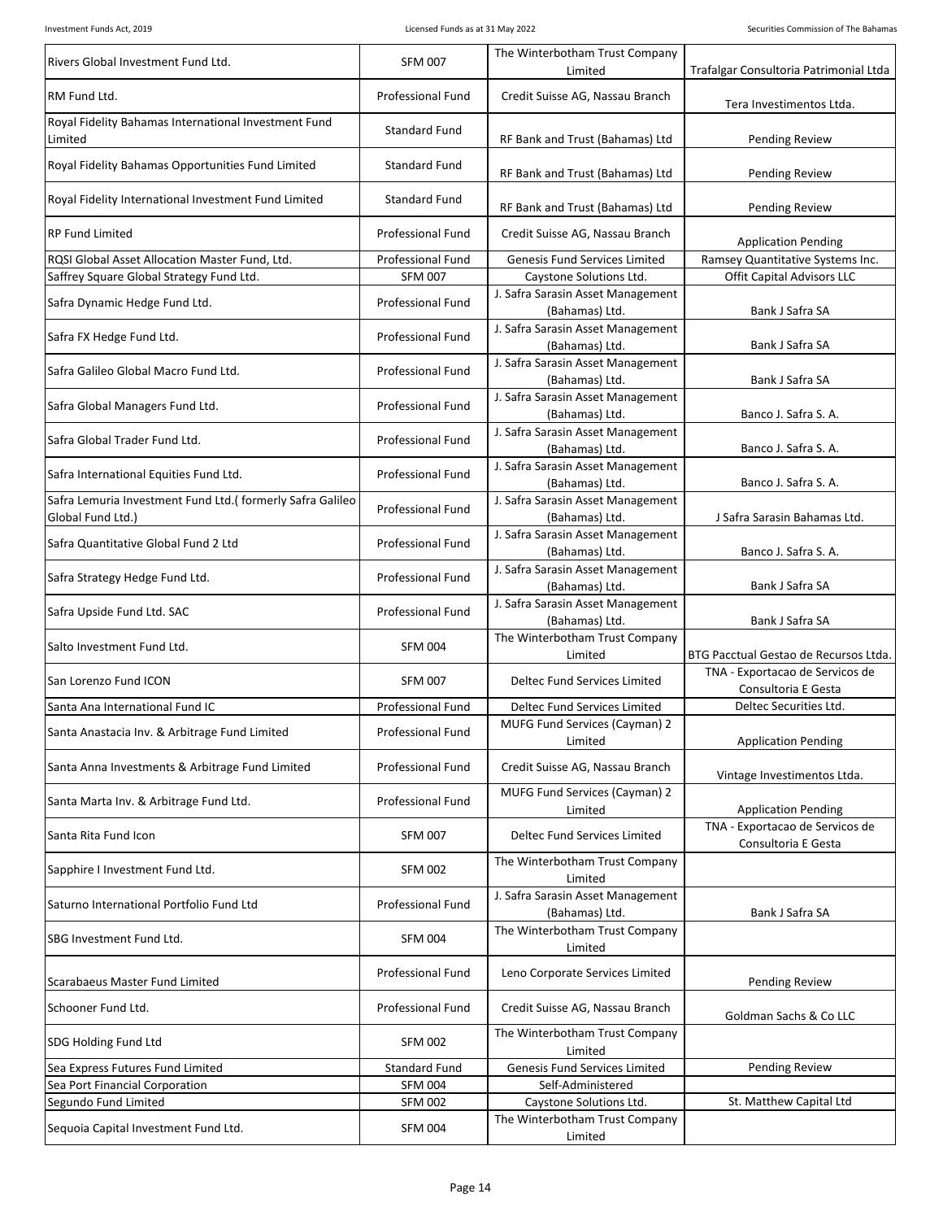| Rivers Global Investment Fund Ltd. | SFM 007 | The Winterbotham Trust Company Limited | Trafalgar Consultoria Patrimonial Ltda |
|---|---|---|---|
| RM Fund Ltd. | Professional Fund | Credit Suisse AG, Nassau Branch | Tera Investimentos Ltda. |
| Royal Fidelity Bahamas International Investment Fund Limited | Standard Fund | RF Bank and Trust (Bahamas) Ltd | Pending Review |
| Royal Fidelity Bahamas Opportunities Fund Limited | Standard Fund | RF Bank and Trust (Bahamas) Ltd | Pending Review |
| Royal Fidelity International Investment Fund Limited | Standard Fund | RF Bank and Trust (Bahamas) Ltd | Pending Review |
| RP Fund Limited | Professional Fund | Credit Suisse AG, Nassau Branch | Application Pending |
| RQSI Global Asset Allocation Master Fund, Ltd. | Professional Fund | Genesis Fund Services Limited | Ramsey Quantitative Systems Inc. |
| Saffrey Square Global Strategy Fund Ltd. | SFM 007 | Caystone Solutions Ltd. | Offit Capital Advisors LLC |
| Safra Dynamic Hedge Fund Ltd. | Professional Fund | J. Safra Sarasin Asset Management (Bahamas) Ltd. | Bank J Safra SA |
| Safra FX Hedge Fund Ltd. | Professional Fund | J. Safra Sarasin Asset Management (Bahamas) Ltd. | Bank J Safra SA |
| Safra Galileo Global Macro Fund Ltd. | Professional Fund | J. Safra Sarasin Asset Management (Bahamas) Ltd. | Bank J Safra SA |
| Safra Global Managers Fund Ltd. | Professional Fund | J. Safra Sarasin Asset Management (Bahamas) Ltd. | Banco J. Safra S. A. |
| Safra Global Trader Fund Ltd. | Professional Fund | J. Safra Sarasin Asset Management (Bahamas) Ltd. | Banco J. Safra S. A. |
| Safra International Equities Fund Ltd. | Professional Fund | J. Safra Sarasin Asset Management (Bahamas) Ltd. | Banco J. Safra S. A. |
| Safra Lemuria Investment Fund Ltd.( formerly Safra Galileo Global Fund Ltd.) | Professional Fund | J. Safra Sarasin Asset Management (Bahamas) Ltd. | J Safra Sarasin Bahamas Ltd. |
| Safra Quantitative Global Fund 2 Ltd | Professional Fund | J. Safra Sarasin Asset Management (Bahamas) Ltd. | Banco J. Safra S. A. |
| Safra Strategy Hedge Fund Ltd. | Professional Fund | J. Safra Sarasin Asset Management (Bahamas) Ltd. | Bank J Safra SA |
| Safra Upside Fund Ltd. SAC | Professional Fund | J. Safra Sarasin Asset Management (Bahamas) Ltd. | Bank J Safra SA |
| Salto Investment Fund Ltd. | SFM 004 | The Winterbotham Trust Company Limited | BTG Pacctual Gestao de Recursos Ltda. |
| San Lorenzo Fund ICON | SFM 007 | Deltec Fund Services Limited | TNA - Exportacao de Servicos de Consultoria E Gesta |
| Santa Ana International Fund IC | Professional Fund | Deltec Fund Services Limited | Deltec Securities Ltd. |
| Santa Anastacia Inv. & Arbitrage Fund Limited | Professional Fund | MUFG Fund Services (Cayman) 2 Limited | Application Pending |
| Santa Anna Investments & Arbitrage Fund Limited | Professional Fund | Credit Suisse AG, Nassau Branch | Vintage Investimentos Ltda. |
| Santa Marta Inv. & Arbitrage Fund Ltd. | Professional Fund | MUFG Fund Services (Cayman) 2 Limited | Application Pending |
| Santa Rita Fund Icon | SFM 007 | Deltec Fund Services Limited | TNA - Exportacao de Servicos de Consultoria E Gesta |
| Sapphire I Investment Fund Ltd. | SFM 002 | The Winterbotham Trust Company Limited | |
| Saturno International Portfolio Fund Ltd | Professional Fund | J. Safra Sarasin Asset Management (Bahamas) Ltd. | Bank J Safra SA |
| SBG Investment Fund Ltd. | SFM 004 | The Winterbotham Trust Company Limited | |
| Scarabaeus Master Fund Limited | Professional Fund | Leno Corporate Services Limited | Pending Review |
| Schooner Fund Ltd. | Professional Fund | Credit Suisse AG, Nassau Branch | Goldman Sachs & Co LLC |
| SDG Holding Fund Ltd | SFM 002 | The Winterbotham Trust Company Limited | |
| Sea Express Futures Fund Limited | Standard Fund | Genesis Fund Services Limited | Pending Review |
| Sea Port Financial Corporation | SFM 004 | Self-Administered | |
| Segundo Fund Limited | SFM 002 | Caystone Solutions Ltd. | St. Matthew Capital Ltd |
| Sequoia Capital Investment Fund Ltd. | SFM 004 | The Winterbotham Trust Company Limited | |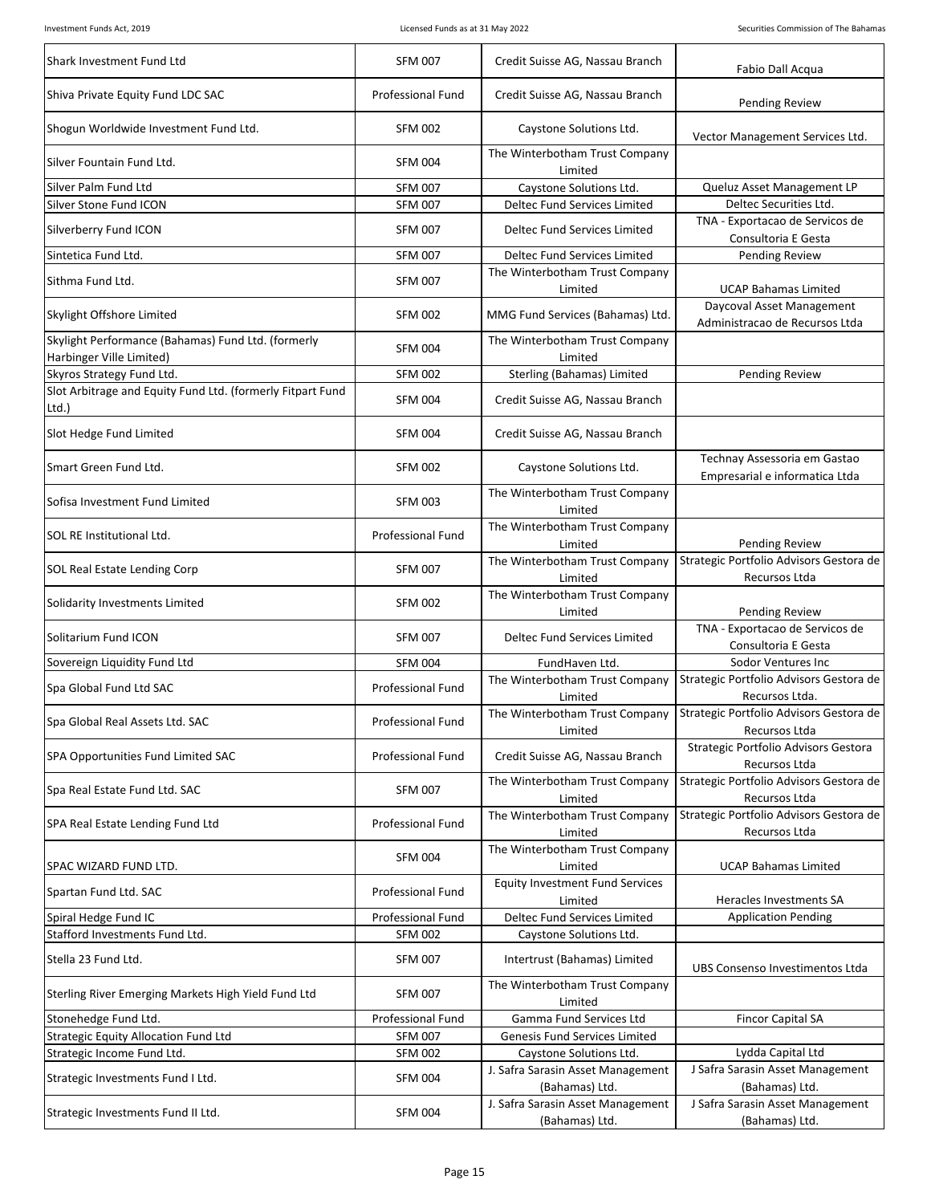| Shark Investment Fund Ltd | SFM 007 | Credit Suisse AG, Nassau Branch | Fabio Dall Acqua |
|---|---|---|---|
| Shiva Private Equity Fund LDC SAC | Professional Fund | Credit Suisse AG, Nassau Branch | Pending Review |
| Shogun Worldwide Investment Fund Ltd. | SFM 002 | Caystone Solutions Ltd. | Vector Management Services Ltd. |
| Silver Fountain Fund Ltd. | SFM 004 | The Winterbotham Trust Company Limited | |
| Silver Palm Fund Ltd | SFM 007 | Caystone Solutions Ltd. | Queluz Asset Management LP |
| Silver Stone Fund ICON | SFM 007 | Deltec Fund Services Limited | Deltec Securities Ltd. |
| Silverberry Fund ICON | SFM 007 | Deltec Fund Services Limited | TNA - Exportacao de Servicos de Consultoria E Gesta |
| Sintetica Fund Ltd. | SFM 007 | Deltec Fund Services Limited | Pending Review |
| Sithma Fund Ltd. | SFM 007 | The Winterbotham Trust Company Limited | UCAP Bahamas Limited |
| Skylight Offshore Limited | SFM 002 | MMG Fund Services (Bahamas) Ltd. | Daycoval Asset Management Administracao de Recursos Ltda |
| Skylight Performance (Bahamas) Fund Ltd. (formerly Harbinger Ville Limited) | SFM 004 | The Winterbotham Trust Company Limited | |
| Skyros Strategy Fund Ltd. | SFM 002 | Sterling (Bahamas) Limited | Pending Review |
| Slot Arbitrage and Equity Fund Ltd. (formerly Fitpart Fund Ltd.) | SFM 004 | Credit Suisse AG, Nassau Branch | |
| Slot Hedge Fund Limited | SFM 004 | Credit Suisse AG, Nassau Branch | |
| Smart Green Fund Ltd. | SFM 002 | Caystone Solutions Ltd. | Technay Assessoria em Gastao Empresarial e informatica Ltda |
| Sofisa Investment Fund Limited | SFM 003 | The Winterbotham Trust Company Limited | |
| SOL RE Institutional Ltd. | Professional Fund | The Winterbotham Trust Company Limited | Pending Review |
| SOL Real Estate Lending Corp | SFM 007 | The Winterbotham Trust Company Limited | Strategic Portfolio Advisors Gestora de Recursos Ltda |
| Solidarity Investments Limited | SFM 002 | The Winterbotham Trust Company Limited | Pending Review |
| Solitarium Fund ICON | SFM 007 | Deltec Fund Services Limited | TNA - Exportacao de Servicos de Consultoria E Gesta |
| Sovereign Liquidity Fund Ltd | SFM 004 | FundHaven Ltd. | Sodor Ventures Inc |
| Spa Global Fund Ltd SAC | Professional Fund | The Winterbotham Trust Company Limited | Strategic Portfolio Advisors Gestora de Recursos Ltda. |
| Spa Global Real Assets Ltd. SAC | Professional Fund | The Winterbotham Trust Company Limited | Strategic Portfolio Advisors Gestora de Recursos Ltda |
| SPA Opportunities Fund Limited SAC | Professional Fund | Credit Suisse AG, Nassau Branch | Strategic Portfolio Advisors Gestora Recursos Ltda |
| Spa Real Estate Fund Ltd. SAC | SFM 007 | The Winterbotham Trust Company Limited | Strategic Portfolio Advisors Gestora de Recursos Ltda |
| SPA Real Estate Lending Fund Ltd | Professional Fund | The Winterbotham Trust Company Limited | Strategic Portfolio Advisors Gestora de Recursos Ltda |
| SPAC WIZARD FUND LTD. | SFM 004 | The Winterbotham Trust Company Limited | UCAP Bahamas Limited |
| Spartan Fund Ltd. SAC | Professional Fund | Equity Investment Fund Services Limited | Heracles Investments SA |
| Spiral Hedge Fund IC | Professional Fund | Deltec Fund Services Limited | Application Pending |
| Stafford Investments Fund Ltd. | SFM 002 | Caystone Solutions Ltd. | |
| Stella 23 Fund Ltd. | SFM 007 | Intertrust (Bahamas) Limited | UBS Consenso Investimentos Ltda |
| Sterling River Emerging Markets High Yield Fund Ltd | SFM 007 | The Winterbotham Trust Company Limited | |
| Stonehedge Fund Ltd. | Professional Fund | Gamma Fund Services Ltd | Fincor Capital SA |
| Strategic Equity Allocation Fund Ltd | SFM 007 | Genesis Fund Services Limited | |
| Strategic Income Fund Ltd. | SFM 002 | Caystone Solutions Ltd. | Lydda Capital Ltd |
| Strategic Investments Fund I Ltd. | SFM 004 | J. Safra Sarasin Asset Management (Bahamas) Ltd. | J Safra Sarasin Asset Management (Bahamas) Ltd. |
| Strategic Investments Fund II Ltd. | SFM 004 | J. Safra Sarasin Asset Management (Bahamas) Ltd. | J Safra Sarasin Asset Management (Bahamas) Ltd. |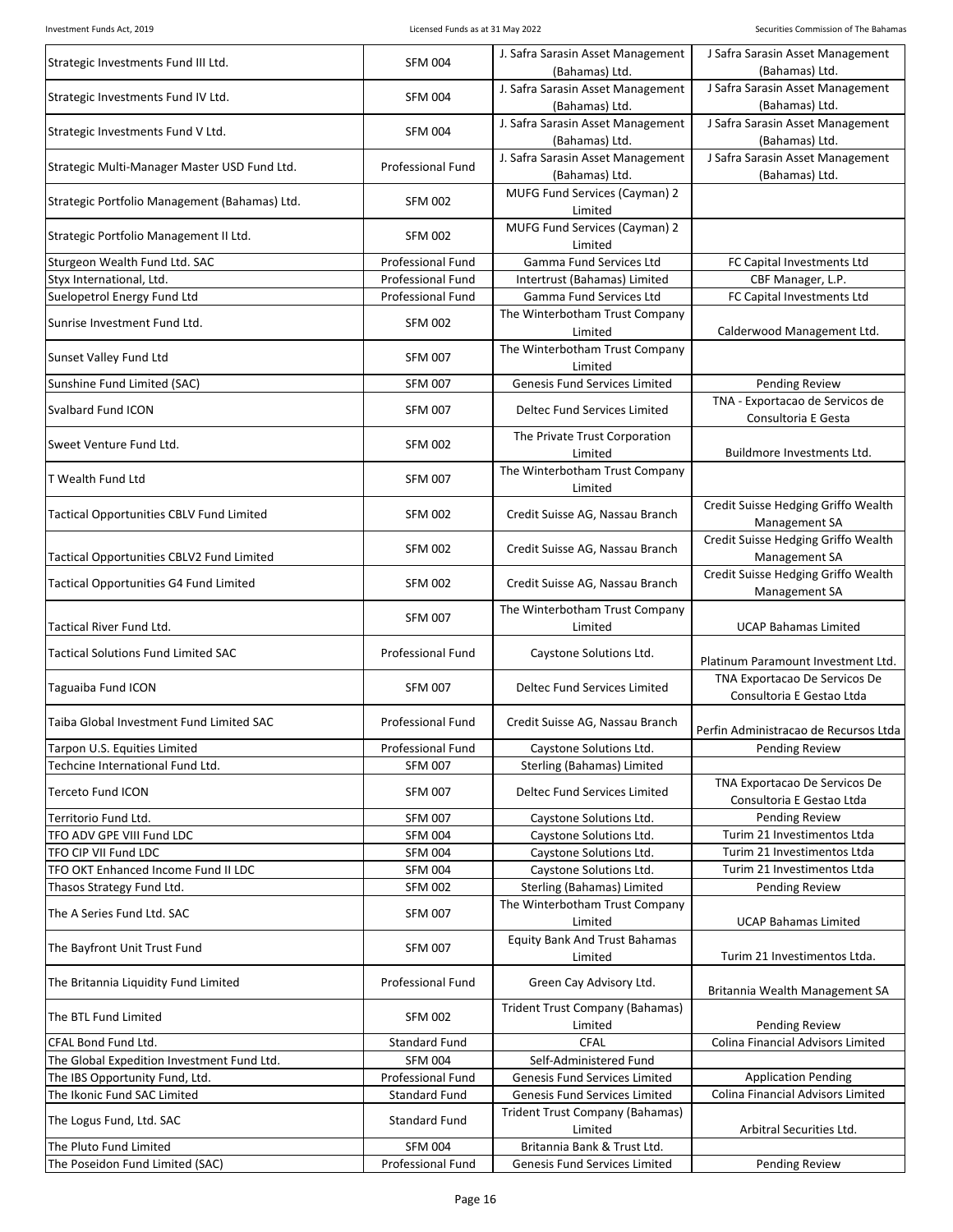| | | | |
|---|---|---|---|
| Strategic Investments Fund III Ltd. | SFM 004 | J. Safra Sarasin Asset Management (Bahamas) Ltd. | J Safra Sarasin Asset Management (Bahamas) Ltd. |
| Strategic Investments Fund IV Ltd. | SFM 004 | J. Safra Sarasin Asset Management (Bahamas) Ltd. | J Safra Sarasin Asset Management (Bahamas) Ltd. |
| Strategic Investments Fund V Ltd. | SFM 004 | J. Safra Sarasin Asset Management (Bahamas) Ltd. | J Safra Sarasin Asset Management (Bahamas) Ltd. |
| Strategic Multi-Manager Master USD Fund Ltd. | Professional Fund | J. Safra Sarasin Asset Management (Bahamas) Ltd. | J Safra Sarasin Asset Management (Bahamas) Ltd. |
| Strategic Portfolio Management (Bahamas) Ltd. | SFM 002 | MUFG Fund Services (Cayman) 2 Limited | |
| Strategic Portfolio Management II Ltd. | SFM 002 | MUFG Fund Services (Cayman) 2 Limited | |
| Sturgeon Wealth Fund Ltd. SAC | Professional Fund | Gamma Fund Services Ltd | FC Capital Investments Ltd |
| Styx International, Ltd. | Professional Fund | Intertrust (Bahamas) Limited | CBF Manager, L.P. |
| Suelopetrol Energy Fund Ltd | Professional Fund | Gamma Fund Services Ltd | FC Capital Investments Ltd |
| Sunrise Investment Fund Ltd. | SFM 002 | The Winterbotham Trust Company Limited | Calderwood Management Ltd. |
| Sunset Valley Fund Ltd | SFM 007 | The Winterbotham Trust Company Limited | |
| Sunshine Fund Limited (SAC) | SFM 007 | Genesis Fund Services Limited | Pending Review |
| Svalbard Fund ICON | SFM 007 | Deltec Fund Services Limited | TNA - Exportacao de Servicos de Consultoria E Gesta |
| Sweet Venture Fund Ltd. | SFM 002 | The Private Trust Corporation Limited | Buildmore Investments Ltd. |
| T Wealth Fund Ltd | SFM 007 | The Winterbotham Trust Company Limited | |
| Tactical Opportunities CBLV Fund Limited | SFM 002 | Credit Suisse AG, Nassau Branch | Credit Suisse Hedging Griffo Wealth Management SA |
| Tactical Opportunities CBLV2 Fund Limited | SFM 002 | Credit Suisse AG, Nassau Branch | Credit Suisse Hedging Griffo Wealth Management SA |
| Tactical Opportunities G4 Fund Limited | SFM 002 | Credit Suisse AG, Nassau Branch | Credit Suisse Hedging Griffo Wealth Management SA |
| Tactical River Fund Ltd. | SFM 007 | The Winterbotham Trust Company Limited | UCAP Bahamas Limited |
| Tactical Solutions Fund Limited SAC | Professional Fund | Caystone Solutions Ltd. | Platinum Paramount Investment Ltd. |
| Taguaiba Fund ICON | SFM 007 | Deltec Fund Services Limited | TNA Exportacao De Servicos De Consultoria E Gestao Ltda |
| Taiba Global Investment Fund Limited SAC | Professional Fund | Credit Suisse AG, Nassau Branch | Perfin Administracao de Recursos Ltda |
| Tarpon U.S. Equities Limited | Professional Fund | Caystone Solutions Ltd. | Pending Review |
| Techcine International Fund Ltd. | SFM 007 | Sterling (Bahamas) Limited | |
| Terceto Fund ICON | SFM 007 | Deltec Fund Services Limited | TNA Exportacao De Servicos De Consultoria E Gestao Ltda |
| Territorio Fund Ltd. | SFM 007 | Caystone Solutions Ltd. | Pending Review |
| TFO ADV GPE VIII Fund LDC | SFM 004 | Caystone Solutions Ltd. | Turim 21 Investimentos Ltda |
| TFO CIP VII Fund LDC | SFM 004 | Caystone Solutions Ltd. | Turim 21 Investimentos Ltda |
| TFO OKT Enhanced Income Fund II LDC | SFM 004 | Caystone Solutions Ltd. | Turim 21 Investimentos Ltda |
| Thasos Strategy Fund Ltd. | SFM 002 | Sterling (Bahamas) Limited | Pending Review |
| The A Series Fund Ltd. SAC | SFM 007 | The Winterbotham Trust Company Limited | UCAP Bahamas Limited |
| The Bayfront Unit Trust Fund | SFM 007 | Equity Bank And Trust Bahamas Limited | Turim 21 Investimentos Ltda. |
| The Britannia Liquidity Fund Limited | Professional Fund | Green Cay Advisory Ltd. | Britannia Wealth Management SA |
| The BTL Fund Limited | SFM 002 | Trident Trust Company (Bahamas) Limited | Pending Review |
| CFAL Bond Fund Ltd. | Standard Fund | CFAL | Colina Financial Advisors Limited |
| The Global Expedition Investment Fund Ltd. | SFM 004 | Self-Administered Fund | |
| The IBS Opportunity Fund, Ltd. | Professional Fund | Genesis Fund Services Limited | Application Pending |
| The Ikonic Fund SAC Limited | Standard Fund | Genesis Fund Services Limited | Colina Financial Advisors Limited |
| The Logus Fund, Ltd. SAC | Standard Fund | Trident Trust Company (Bahamas) Limited | Arbitral Securities Ltd. |
| The Pluto Fund Limited | SFM 004 | Britannia Bank & Trust Ltd. | |
| The Poseidon Fund Limited (SAC) | Professional Fund | Genesis Fund Services Limited | Pending Review |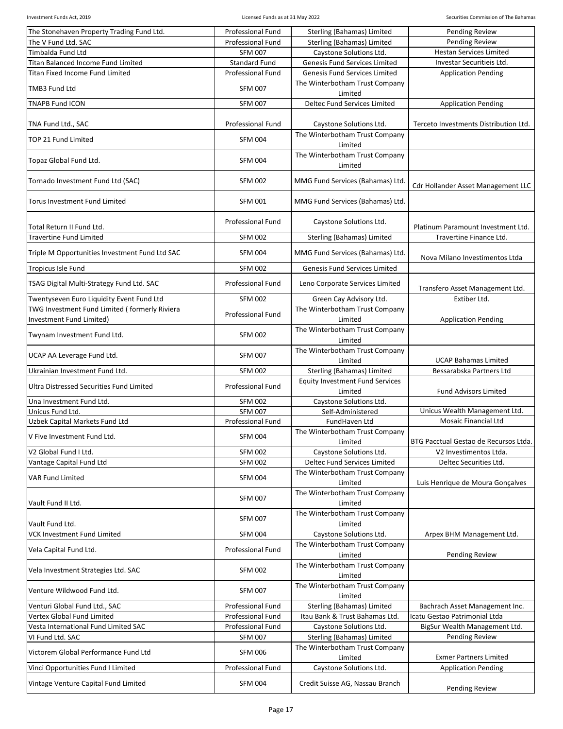| The Stonehaven Property Trading Fund Ltd. | Professional Fund | Sterling (Bahamas) Limited | Pending Review |
|---|---|---|---|
| The V Fund Ltd. SAC | Professional Fund | Sterling (Bahamas) Limited | Pending Review |
| Timbalda Fund Ltd | SFM 007 | Caystone Solutions Ltd. | Hestan Services Limited |
| Titan Balanced Income Fund Limited | Standard Fund | Genesis Fund Services Limited | Investar Securitieis Ltd. |
| Titan Fixed Income Fund Limited | Professional Fund | Genesis Fund Services Limited | Application Pending |
| TMB3 Fund Ltd | SFM 007 | The Winterbotham Trust Company Limited | |
| TNAPB Fund ICON | SFM 007 | Deltec Fund Services Limited | Application Pending |
| TNA Fund Ltd., SAC | Professional Fund | Caystone Solutions Ltd. | Terceto Investments Distribution Ltd. |
| TOP 21 Fund Limited | SFM 004 | The Winterbotham Trust Company Limited | |
| Topaz Global Fund Ltd. | SFM 004 | The Winterbotham Trust Company Limited | |
| Tornado Investment Fund Ltd (SAC) | SFM 002 | MMG Fund Services (Bahamas) Ltd. | Cdr Hollander Asset Management LLC |
| Torus Investment Fund Limited | SFM 001 | MMG Fund Services (Bahamas) Ltd. | |
| Total Return II Fund Ltd. | Professional Fund | Caystone Solutions Ltd. | Platinum Paramount Investment Ltd. |
| Travertine Fund Limited | SFM 002 | Sterling (Bahamas) Limited | Travertine Finance Ltd. |
| Triple M Opportunities Investment Fund Ltd SAC | SFM 004 | MMG Fund Services (Bahamas) Ltd. | Nova Milano Investimentos Ltda |
| Tropicus Isle Fund | SFM 002 | Genesis Fund Services Limited | |
| TSAG Digital Multi-Strategy Fund Ltd. SAC | Professional Fund | Leno Corporate Services Limited | Transfero Asset Management Ltd. |
| Twentyseven Euro Liquidity Event Fund Ltd | SFM 002 | Green Cay Advisory Ltd. | Extiber Ltd. |
| TWG Investment Fund Limited ( formerly Riviera Investment Fund Limited) | Professional Fund | The Winterbotham Trust Company Limited | Application Pending |
| Twynam Investment Fund Ltd. | SFM 002 | The Winterbotham Trust Company Limited | |
| UCAP AA Leverage Fund Ltd. | SFM 007 | The Winterbotham Trust Company Limited | UCAP Bahamas Limited |
| Ukrainian Investment Fund Ltd. | SFM 002 | Sterling (Bahamas) Limited | Bessarabska Partners Ltd |
| Ultra Distressed Securities Fund Limited | Professional Fund | Equity Investment Fund Services Limited | Fund Advisors Limited |
| Una Investment Fund Ltd. | SFM 002 | Caystone Solutions Ltd. | |
| Unicus Fund Ltd. | SFM 007 | Self-Administered | Unicus Wealth Management Ltd. |
| Uzbek Capital Markets Fund Ltd | Professional Fund | FundHaven Ltd | Mosaic Financial Ltd |
| V Five Investment Fund Ltd. | SFM 004 | The Winterbotham Trust Company Limited | BTG Pacctual Gestao de Recursos Ltda. |
| V2 Global Fund I Ltd. | SFM 002 | Caystone Solutions Ltd. | V2 Investimentos Ltda. |
| Vantage Capital Fund Ltd | SFM 002 | Deltec Fund Services Limited | Deltec Securities Ltd. |
| VAR Fund Limited | SFM 004 | The Winterbotham Trust Company Limited | Luis Henrique de Moura Gonçalves |
| Vault Fund II Ltd. | SFM 007 | The Winterbotham Trust Company Limited | |
| Vault Fund Ltd. | SFM 007 | The Winterbotham Trust Company Limited | |
| VCK Investment Fund Limited | SFM 004 | Caystone Solutions Ltd. | Arpex BHM Management Ltd. |
| Vela Capital Fund Ltd. | Professional Fund | The Winterbotham Trust Company Limited | Pending Review |
| Vela Investment Strategies Ltd. SAC | SFM 002 | The Winterbotham Trust Company Limited | |
| Venture Wildwood Fund Ltd. | SFM 007 | The Winterbotham Trust Company Limited | |
| Venturi Global Fund Ltd., SAC | Professional Fund | Sterling (Bahamas) Limited | Bachrach Asset Management Inc. |
| Vertex Global Fund Limited | Professional Fund | Itau Bank & Trust Bahamas Ltd. | Icatu Gestao Patrimonial Ltda |
| Vesta International Fund Limited SAC | Professional Fund | Caystone Solutions Ltd. | BigSur Wealth Management Ltd. |
| VI Fund Ltd. SAC | SFM 007 | Sterling (Bahamas) Limited | Pending Review |
| Victorem Global Performance Fund Ltd | SFM 006 | The Winterbotham Trust Company Limited | Exmer Partners Limited |
| Vinci Opportunities Fund I Limited | Professional Fund | Caystone Solutions Ltd. | Application Pending |
| Vintage Venture Capital Fund Limited | SFM 004 | Credit Suisse AG, Nassau Branch | Pending Review |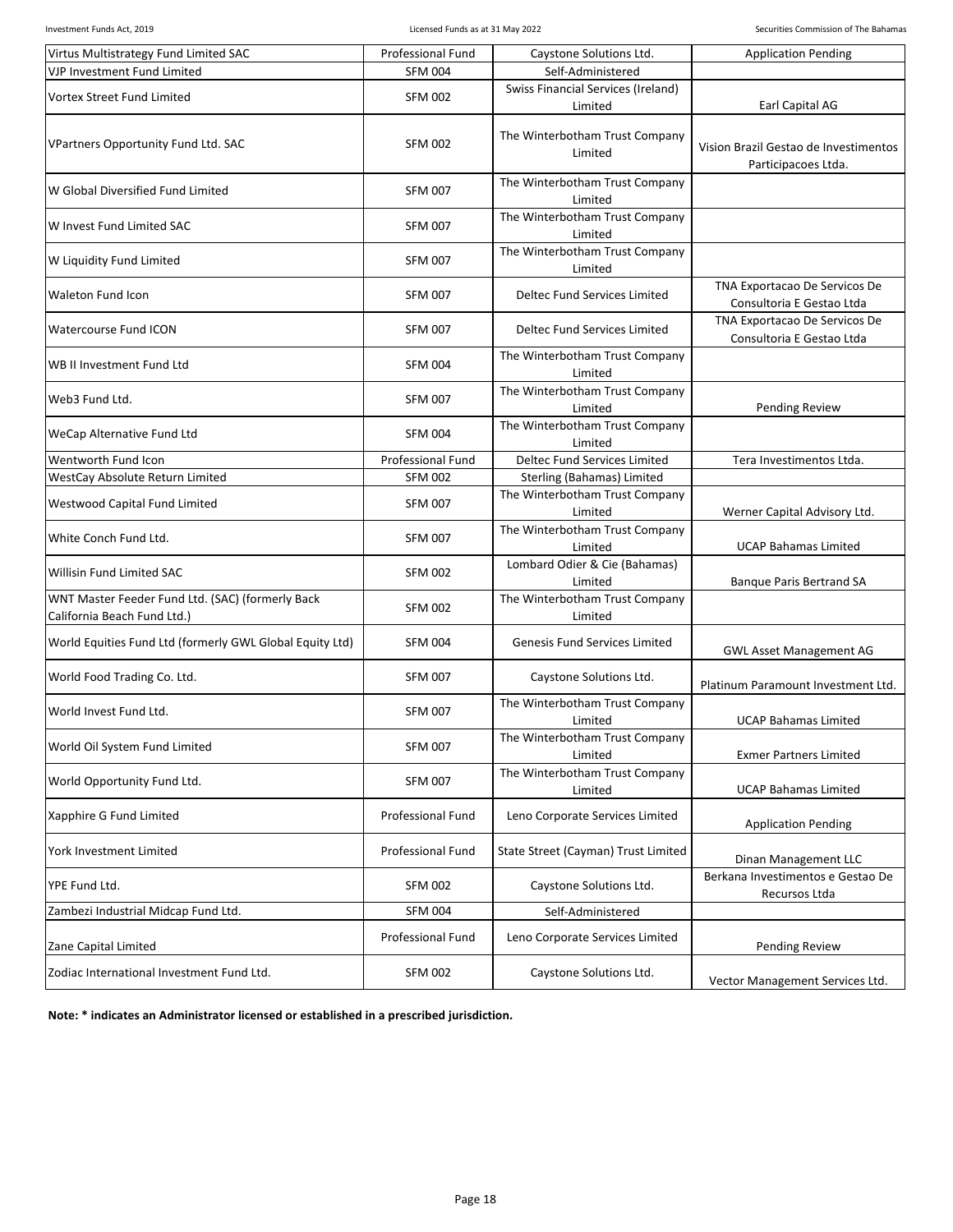| | | | |
|---|---|---|---|
| Virtus Multistrategy Fund Limited SAC | Professional Fund | Caystone Solutions Ltd. | Application Pending |
| VJP Investment Fund Limited | SFM 004 | Self-Administered | |
| Vortex Street Fund Limited | SFM 002 | Swiss Financial Services (Ireland) Limited | Earl Capital AG |
| VPartners Opportunity Fund Ltd. SAC | SFM 002 | The Winterbotham Trust Company Limited | Vision Brazil Gestao de Investimentos Participacoes Ltda. |
| W Global Diversified Fund Limited | SFM 007 | The Winterbotham Trust Company Limited | |
| W Invest Fund Limited SAC | SFM 007 | The Winterbotham Trust Company Limited | |
| W Liquidity Fund Limited | SFM 007 | The Winterbotham Trust Company Limited | |
| Waleton Fund Icon | SFM 007 | Deltec Fund Services Limited | TNA Exportacao De Servicos De Consultoria E Gestao Ltda |
| Watercourse Fund ICON | SFM 007 | Deltec Fund Services Limited | TNA Exportacao De Servicos De Consultoria E Gestao Ltda |
| WB II Investment Fund Ltd | SFM 004 | The Winterbotham Trust Company Limited | |
| Web3 Fund Ltd. | SFM 007 | The Winterbotham Trust Company Limited | Pending Review |
| WeCap Alternative Fund Ltd | SFM 004 | The Winterbotham Trust Company Limited | |
| Wentworth Fund Icon | Professional Fund | Deltec Fund Services Limited | Tera Investimentos Ltda. |
| WestCay Absolute Return Limited | SFM 002 | Sterling (Bahamas) Limited | |
| Westwood Capital Fund Limited | SFM 007 | The Winterbotham Trust Company Limited | Werner Capital Advisory Ltd. |
| White Conch Fund Ltd. | SFM 007 | The Winterbotham Trust Company Limited | UCAP Bahamas Limited |
| Willisin Fund Limited SAC | SFM 002 | Lombard Odier & Cie (Bahamas) Limited | Banque Paris Bertrand SA |
| WNT Master Feeder Fund Ltd. (SAC) (formerly Back California Beach Fund Ltd.) | SFM 002 | The Winterbotham Trust Company Limited | |
| World Equities Fund Ltd (formerly GWL Global Equity Ltd) | SFM 004 | Genesis Fund Services Limited | GWL Asset Management AG |
| World Food Trading Co. Ltd. | SFM 007 | Caystone Solutions Ltd. | Platinum Paramount Investment Ltd. |
| World Invest Fund Ltd. | SFM 007 | The Winterbotham Trust Company Limited | UCAP Bahamas Limited |
| World Oil System Fund Limited | SFM 007 | The Winterbotham Trust Company Limited | Exmer Partners Limited |
| World Opportunity Fund Ltd. | SFM 007 | The Winterbotham Trust Company Limited | UCAP Bahamas Limited |
| Xapphire G Fund Limited | Professional Fund | Leno Corporate Services Limited | Application Pending |
| York Investment Limited | Professional Fund | State Street (Cayman) Trust Limited | Dinan Management LLC |
| YPE Fund Ltd. | SFM 002 | Caystone Solutions Ltd. | Berkana Investimentos e Gestao De Recursos Ltda |
| Zambezi Industrial Midcap Fund Ltd. | SFM 004 | Self-Administered | |
| Zane Capital Limited | Professional Fund | Leno Corporate Services Limited | Pending Review |
| Zodiac International Investment Fund Ltd. | SFM 002 | Caystone Solutions Ltd. | Vector Management Services Ltd. |

**Note: * indicates an Administrator licensed or established in a prescribed jurisdiction.**